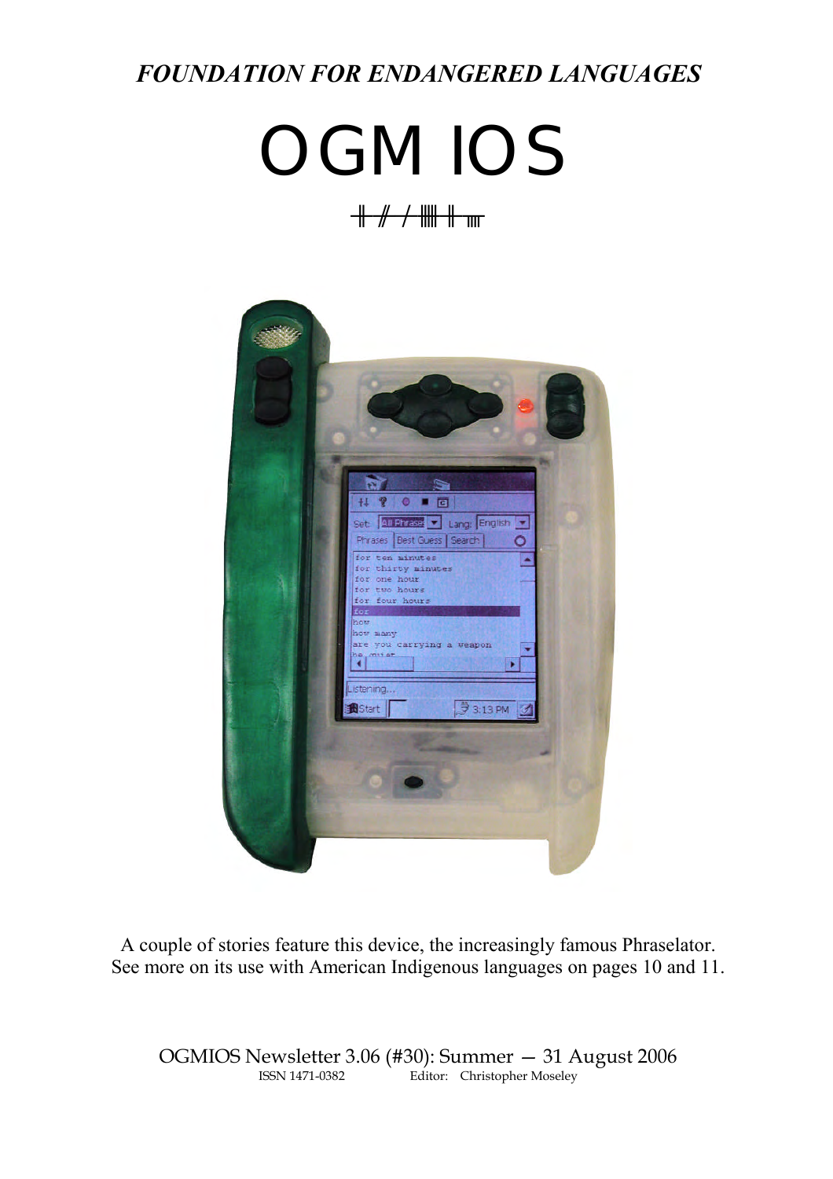*FOUNDATION FOR ENDANGERED LANGUAGES*

# OGMIOS

A couple of stories feature this device, the increasingly famous Phraselator. See more on its use with American Indigenous languages on pages 10 and 11.

OGMIOS Newsletter 3.06 (#30): Summer — 31 August 2006

ISSN 1471-0382 Editor: Christopher Moseley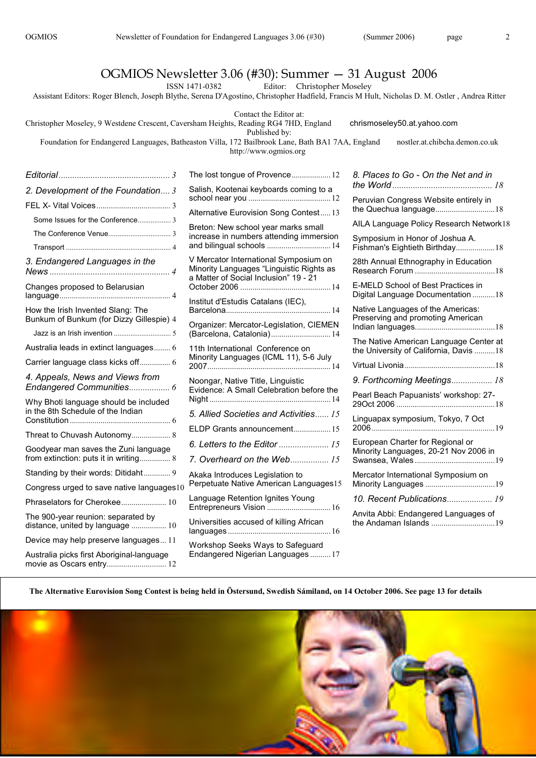# OGMIOS Newsletter 3.06 (#30): Summer — 31 August 2006

ISSN 1471-0382 Editor: Christopher Moseley

Assistant Editors: Roger Blench, Joseph Blythe, Serena D'Agostino, Christopher Hadfield, Francis M Hult, Nicholas D. M. Ostler, Andrea Ritter

Contact the Editor at:
Christopher Moseley, 9 Westdene Crescent, Caversham Heights, Reading RG4 7HD, England chrismoseley50.at.yahoo.com

Published by:
Foundation for Endangered Languages, Batheaston Villa, 172 Bailbrook Lane, Bath BA1 7AA, England nostler.at.chibcha.demon.co.uk

http://www.ogmios.org

*Editorial* ... 3

*2. Development of the Foundation* ... 3

FEL X- Vital Voices ... 3

- Some Issues for the Conference ... 3
- The Conference Venue ... 3
- Transport ... 4

*3. Endangered Languages in the News* ... 4

Changes proposed to Belarusian language ... 4

How the Irish Invented Slang: The Bunkum of Bunkum (for Dizzy Gillespie) 4

- Jazz is an Irish invention ... 5

Australia leads in extinct languages ... 6

Carrier language class kicks off ... 6

*4. Appeals, News and Views from Endangered Communities* ... 6

Why Bhoti language should be included in the 8th Schedule of the Indian Constitution ... 6

Threat to Chuvash Autonomy ... 8

Goodyear man saves the Zuni language from extinction: puts it in writing ... 8

Standing by their words: Ditidaht ... 9

Congress urged to save native languages 10

Phraselators for Cherokee ... 10

The 900-year reunion: separated by distance, united by language ... 10

Device may help preserve languages ... 11

Australia picks first Aboriginal-language movie as Oscars entry ... 12

The lost tongue of Provence ... 12

Salish, Kootenai keyboards coming to a school near you ... 12

Alternative Eurovision Song Contest ... 13

Breton: New school year marks small increase in numbers attending immersion and bilingual schools ... 14

V Mercator International Symposium on Minority Languages "Linguistic Rights as a Matter of Social Inclusion" 19 - 21 October 2006 ... 14

Institut d'Estudis Catalans (IEC), Barcelona ... 14

Organizer: Mercator-Legislation, CIEMEN (Barcelona, Catalonia) ... 14

11th International Conference on Minority Languages (ICML 11), 5-6 July 2007 ... 14

Noongar, Native Title, Linguistic Evidence: A Small Celebration before the Night ... 14

*5. Allied Societies and Activities* ... 15

ELDP Grants announcement ... 15

*6. Letters to the Editor* ... 15

*7. Overheard on the Web* ... 15

Akaka Introduces Legislation to Perpetuate Native American Languages 15

Language Retention Ignites Young Entrepreneurs Vision ... 16

Universities accused of killing African languages ... 16

Workshop Seeks Ways to Safeguard Endangered Nigerian Languages ... 17

*8. Places to Go - On the Net and in the World* ... 18

Peruvian Congress Website entirely in the Quechua language ... 18

AILA Language Policy Research Network 18

Symposium in Honor of Joshua A. Fishman's Eightieth Birthday ... 18

28th Annual Ethnography in Education Research Forum ... 18

E-MELD School of Best Practices in Digital Language Documentation ... 18

Native Languages of the Americas: Preserving and promoting American Indian languages ... 18

The Native American Language Center at the University of California, Davis ... 18

Virtual Livonia ... 18

*9. Forthcoming Meetings* ... 18

Pearl Beach Papuanists' workshop: 27-29Oct 2006 ... 18

Linguapax symposium, Tokyo, 7 Oct 2006 ... 19

European Charter for Regional or Minority Languages, 20-21 Nov 2006 in Swansea, Wales ... 19

Mercator International Symposium on Minority Languages ... 19

*10. Recent Publications* ... 19

Anvita Abbi: Endangered Languages of the Andaman Islands ... 19

**The Alternative Eurovision Song Contest is being held in Östersund, Swedish Sámiland, on 14 October 2006. See page 13 for details**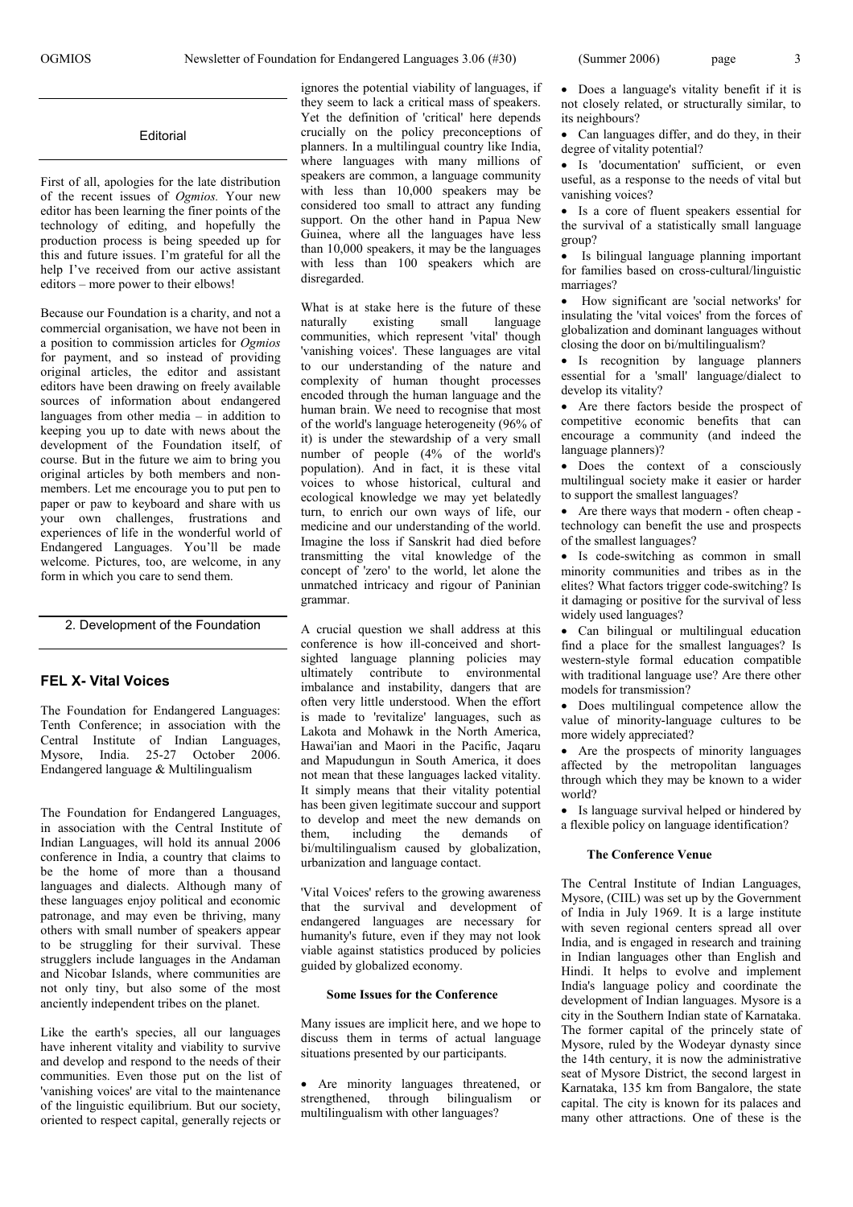## Editorial

First of all, apologies for the late distribution of the recent issues of *Ogmios.* Your new editor has been learning the finer points of the technology of editing, and hopefully the production process is being speeded up for this and future issues. I'm grateful for all the help I've received from our active assistant editors – more power to their elbows!

Because our Foundation is a charity, and not a commercial organisation, we have not been in a position to commission articles for *Ogmios* for payment, and so instead of providing original articles, the editor and assistant editors have been drawing on freely available sources of information about endangered languages from other media – in addition to keeping you up to date with news about the development of the Foundation itself, of course. But in the future we aim to bring you original articles by both members and non-members. Let me encourage you to put pen to paper or paw to keyboard and share with us your own challenges, frustrations and experiences of life in the wonderful world of Endangered Languages. You'll be made welcome. Pictures, too, are welcome, in any form in which you care to send them.

## 2. Development of the Foundation

### FEL X- Vital Voices

The Foundation for Endangered Languages: Tenth Conference; in association with the Central Institute of Indian Languages, Mysore, India. 25-27 October 2006. Endangered language & Multilingualism

The Foundation for Endangered Languages, in association with the Central Institute of Indian Languages, will hold its annual 2006 conference in India, a country that claims to be the home of more than a thousand languages and dialects. Although many of these languages enjoy political and economic patronage, and may even be thriving, many others with small number of speakers appear to be struggling for their survival. These strugglers include languages in the Andaman and Nicobar Islands, where communities are not only tiny, but also some of the most anciently independent tribes on the planet.

Like the earth's species, all our languages have inherent vitality and viability to survive and develop and respond to the needs of their communities. Even those put on the list of 'vanishing voices' are vital to the maintenance of the linguistic equilibrium. But our society, oriented to respect capital, generally rejects or ignores the potential viability of languages, if they seem to lack a critical mass of speakers. Yet the definition of 'critical' here depends crucially on the policy preconceptions of planners. In a multilingual country like India, where languages with many millions of speakers are common, a language community with less than 10,000 speakers may be considered too small to attract any funding support. On the other hand in Papua New Guinea, where all the languages have less than 10,000 speakers, it may be the languages with less than 100 speakers which are disregarded.

What is at stake here is the future of these naturally existing small language communities, which represent 'vital' though 'vanishing voices'. These languages are vital to our understanding of the nature and complexity of human thought processes encoded through the human language and the human brain. We need to recognise that most of the world's language heterogeneity (96% of it) is under the stewardship of a very small number of people (4% of the world's population). And in fact, it is these vital voices to whose historical, cultural and ecological knowledge we may yet belatedly turn, to enrich our own ways of life, our medicine and our understanding of the world. Imagine the loss if Sanskrit had died before transmitting the vital knowledge of the concept of 'zero' to the world, let alone the unmatched intricacy and rigour of Paninian grammar.

A crucial question we shall address at this conference is how ill-conceived and short-sighted language planning policies may ultimately contribute to environmental imbalance and instability, dangers that are often very little understood. When the effort is made to 'revitalize' languages, such as Lakota and Mohawk in the North America, Hawai'ian and Maori in the Pacific, Jaqaru and Mapudungun in South America, it does not mean that these languages lacked vitality. It simply means that their vitality potential has been given legitimate succour and support to develop and meet the new demands on them, including the demands of bi/multilingualism caused by globalization, urbanization and language contact.

'Vital Voices' refers to the growing awareness that the survival and development of endangered languages are necessary for humanity's future, even if they may not look viable against statistics produced by policies guided by globalized economy.

#### Some Issues for the Conference

Many issues are implicit here, and we hope to discuss them in terms of actual language situations presented by our participants.

- Are minority languages threatened, or strengthened, through bilingualism or multilingualism with other languages?
- Does a language's vitality benefit if it is not closely related, or structurally similar, to its neighbours?
- Can languages differ, and do they, in their degree of vitality potential?
- Is 'documentation' sufficient, or even useful, as a response to the needs of vital but vanishing voices?
- Is a core of fluent speakers essential for the survival of a statistically small language group?
- Is bilingual language planning important for families based on cross-cultural/linguistic marriages?
- How significant are 'social networks' for insulating the 'vital voices' from the forces of globalization and dominant languages without closing the door on bi/multilingualism?
- Is recognition by language planners essential for a 'small' language/dialect to develop its vitality?
- Are there factors beside the prospect of competitive economic benefits that can encourage a community (and indeed the language planners)?
- Does the context of a consciously multilingual society make it easier or harder to support the smallest languages?
- Are there ways that modern - often cheap - technology can benefit the use and prospects of the smallest languages?
- Is code-switching as common in small minority communities and tribes as in the elites? What factors trigger code-switching? Is it damaging or positive for the survival of less widely used languages?
- Can bilingual or multilingual education find a place for the smallest languages? Is western-style formal education compatible with traditional language use? Are there other models for transmission?
- Does multilingual competence allow the value of minority-language cultures to be more widely appreciated?
- Are the prospects of minority languages affected by the metropolitan languages through which they may be known to a wider world?
- Is language survival helped or hindered by a flexible policy on language identification?

#### The Conference Venue

The Central Institute of Indian Languages, Mysore, (CIIL) was set up by the Government of India in July 1969. It is a large institute with seven regional centers spread all over India, and is engaged in research and training in Indian languages other than English and Hindi. It helps to evolve and implement India's language policy and coordinate the development of Indian languages. Mysore is a city in the Southern Indian state of Karnataka. The former capital of the princely state of Mysore, ruled by the Wodeyar dynasty since the 14th century, it is now the administrative seat of Mysore District, the second largest in Karnataka, 135 km from Bangalore, the state capital. The city is known for its palaces and many other attractions. One of these is the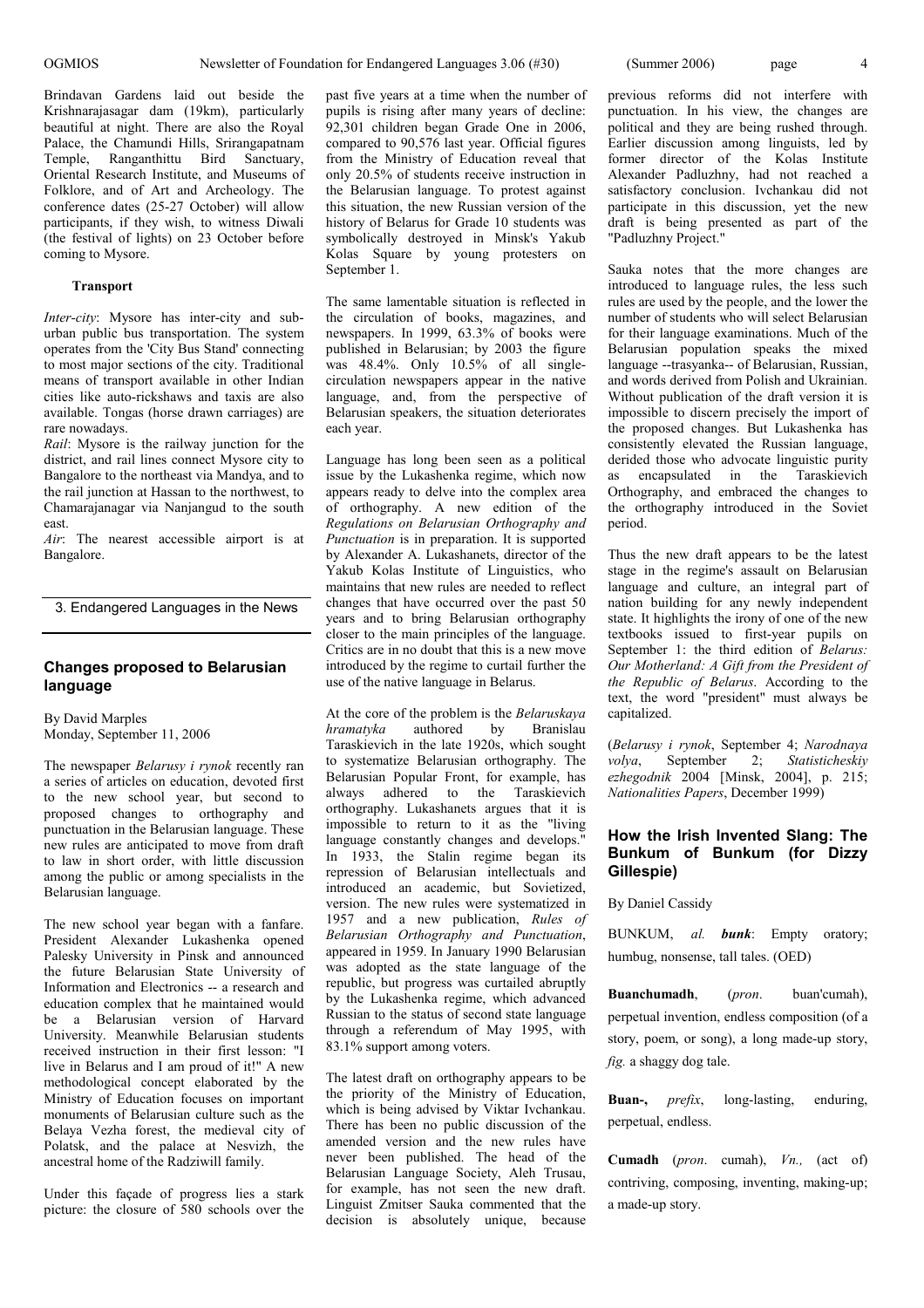Brindavan Gardens laid out beside the Krishnarajasagar dam (19km), particularly beautiful at night. There are also the Royal Palace, the Chamundi Hills, Srirangapatnam Temple, Ranganthittu Bird Sanctuary, Oriental Research Institute, and Museums of Folklore, and of Art and Archeology. The conference dates (25-27 October) will allow participants, if they wish, to witness Diwali (the festival of lights) on 23 October before coming to Mysore.

#### Transport

*Inter-city*: Mysore has inter-city and sub-urban public bus transportation. The system operates from the 'City Bus Stand' connecting to most major sections of the city. Traditional means of transport available in other Indian cities like auto-rickshaws and taxis are also available. Tongas (horse drawn carriages) are rare nowadays.

*Rail*: Mysore is the railway junction for the district, and rail lines connect Mysore city to Bangalore to the northeast via Mandya, and to the rail junction at Hassan to the northwest, to Chamarajanagar via Nanjangud to the south east.

*Air*: The nearest accessible airport is at Bangalore.

## 3. Endangered Languages in the News

### Changes proposed to Belarusian language

By David Marples
Monday, September 11, 2006

The newspaper *Belarusy i rynok* recently ran a series of articles on education, devoted first to the new school year, but second to proposed changes to orthography and punctuation in the Belarusian language. These new rules are anticipated to move from draft to law in short order, with little discussion among the public or among specialists in the Belarusian language.

The new school year began with a fanfare. President Alexander Lukashenka opened Palesky University in Pinsk and announced the future Belarusian State University of Information and Electronics -- a research and education complex that he maintained would be a Belarusian version of Harvard University. Meanwhile Belarusian students received instruction in their first lesson: "I live in Belarus and I am proud of it!" A new methodological concept elaborated by the Ministry of Education focuses on important monuments of Belarusian culture such as the Belaya Vezha forest, the medieval city of Polatsk, and the palace at Nesvizh, the ancestral home of the Radziwill family.

Under this façade of progress lies a stark picture: the closure of 580 schools over the past five years at a time when the number of pupils is rising after many years of decline: 92,301 children began Grade One in 2006, compared to 90,576 last year. Official figures from the Ministry of Education reveal that only 20.5% of students receive instruction in the Belarusian language. To protest against this situation, the new Russian version of the history of Belarus for Grade 10 students was symbolically destroyed in Minsk's Yakub Kolas Square by young protesters on September 1.

The same lamentable situation is reflected in the circulation of books, magazines, and newspapers. In 1999, 63.3% of books were published in Belarusian; by 2003 the figure was 48.4%. Only 10.5% of all single-circulation newspapers appear in the native language, and, from the perspective of Belarusian speakers, the situation deteriorates each year.

Language has long been seen as a political issue by the Lukashenka regime, which now appears ready to delve into the complex area of orthography. A new edition of the *Regulations on Belarusian Orthography and Punctuation* is in preparation. It is supported by Alexander A. Lukashanets, director of the Yakub Kolas Institute of Linguistics, who maintains that new rules are needed to reflect changes that have occurred over the past 50 years and to bring Belarusian orthography closer to the main principles of the language. Critics are in no doubt that this is a new move introduced by the regime to curtail further the use of the native language in Belarus.

At the core of the problem is the *Belaruskaya hramatyka* authored by Branislau Taraskievich in the late 1920s, which sought to systematize Belarusian orthography. The Belarusian Popular Front, for example, has always adhered to the Taraskievich orthography. Lukashanets argues that it is impossible to return to it as the "living language constantly changes and develops." In 1933, the Stalin regime began its repression of Belarusian intellectuals and introduced an academic, but Sovietized, version. The new rules were systematized in 1957 and a new publication, *Rules of Belarusian Orthography and Punctuation*, appeared in 1959. In January 1990 Belarusian was adopted as the state language of the republic, but progress was curtailed abruptly by the Lukashenka regime, which advanced Russian to the status of second state language through a referendum of May 1995, with 83.1% support among voters.

The latest draft on orthography appears to be the priority of the Ministry of Education, which is being advised by Viktar Ivchankau. There has been no public discussion of the amended version and the new rules have never been published. The head of the Belarusian Language Society, Aleh Trusau, for example, has not seen the new draft. Linguist Zmitser Sauka commented that the decision is absolutely unique, because previous reforms did not interfere with punctuation. In his view, the changes are political and they are being rushed through. Earlier discussion among linguists, led by former director of the Kolas Institute Alexander Padluzhny, had not reached a satisfactory conclusion. Ivchankau did not participate in this discussion, yet the new draft is being presented as part of the "Padluzhny Project."

Sauka notes that the more changes are introduced to language rules, the less such rules are used by the people, and the lower the number of students who will select Belarusian for their language examinations. Much of the Belarusian population speaks the mixed language --trasyanka-- of Belarusian, Russian, and words derived from Polish and Ukrainian. Without publication of the draft version it is impossible to discern precisely the import of the proposed changes. But Lukashenka has consistently elevated the Russian language, derided those who advocate linguistic purity as encapsulated in the Taraskievich Orthography, and embraced the changes to the orthography introduced in the Soviet period.

Thus the new draft appears to be the latest stage in the regime's assault on Belarusian language and culture, an integral part of nation building for any newly independent state. It highlights the irony of one of the new textbooks issued to first-year pupils on September 1: the third edition of *Belarus: Our Motherland: A Gift from the President of the Republic of Belarus*. According to the text, the word "president" must always be capitalized.

(*Belarusy i rynok*, September 4; *Narodnaya volya*, September 2; *Statisticheskiy ezhegodnik* 2004 [Minsk, 2004], p. 215; *Nationalities Papers*, December 1999)

### How the Irish Invented Slang: The Bunkum of Bunkum (for Dizzy Gillespie)

By Daniel Cassidy

BUNKUM, *al.* ***bunk***: Empty oratory; humbug, nonsense, tall tales. (OED)

**Buanchumadh**, (*pron*. buan'cumah), perpetual invention, endless composition (of a story, poem, or song), a long made-up story, *fig.* a shaggy dog tale.

**Buan-,** *prefix*, long-lasting, enduring, perpetual, endless.

**Cumadh** (*pron*. cumah), *Vn.,* (act of) contriving, composing, inventing, making-up; a made-up story.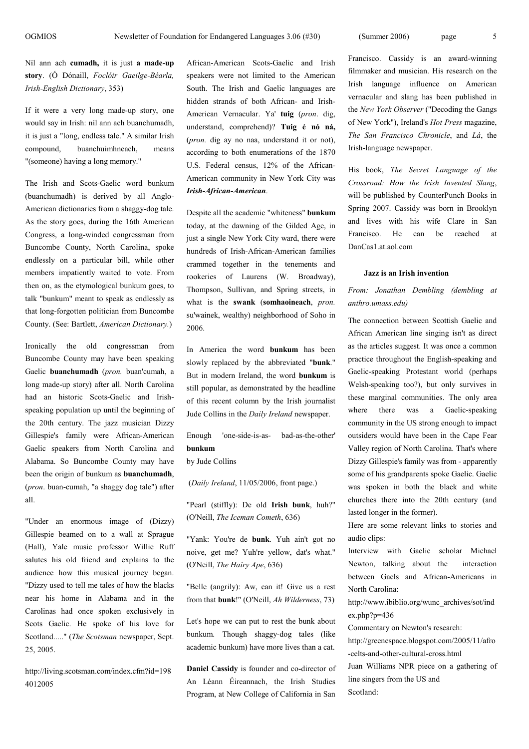Níl ann ach **cumadh,** it is just **a made-up story**. (Ó Dónaill, *Foclóir Gaeilge-Béarla, Irish-English Dictionary*, 353)

If it were a very long made-up story, one would say in Irish: níl ann ach buanchumadh, it is just a "long, endless tale." A similar Irish compound, buanchuimhneach, means "(someone) having a long memory."

The Irish and Scots-Gaelic word bunkum (buanchumadh) is derived by all Anglo-American dictionaries from a shaggy-dog tale. As the story goes, during the 16th American Congress, a long-winded congressman from Buncombe County, North Carolina, spoke endlessly on a particular bill, while other members impatiently waited to vote. From then on, as the etymological bunkum goes, to talk "bunkum" meant to speak as endlessly as that long-forgotten politician from Buncombe County. (See: Bartlett, *American Dictionary.*)

Ironically the old congressman from Buncombe County may have been speaking Gaelic **buanchumadh** (*pron.* buan'cumah, a long made-up story) after all. North Carolina had an historic Scots-Gaelic and Irish-speaking population up until the beginning of the 20th century. The jazz musician Dizzy Gillespie's family were African-American Gaelic speakers from North Carolina and Alabama. So Buncombe County may have been the origin of bunkum as **buanchumadh**, (*pron*. buan-cumah, "a shaggy dog tale") after all.

"Under an enormous image of (Dizzy) Gillespie beamed on to a wall at Sprague (Hall), Yale music professor Willie Ruff salutes his old friend and explains to the audience how this musical journey began. "Dizzy used to tell me tales of how the blacks near his home in Alabama and in the Carolinas had once spoken exclusively in Scots Gaelic. He spoke of his love for Scotland....." (*The Scotsman* newspaper, Sept. 25, 2005.

http://living.scotsman.com/index.cfm?id=1984012005

African-American Scots-Gaelic and Irish speakers were not limited to the American South. The Irish and Gaelic languages are hidden strands of both African- and Irish-American Vernacular. Ya' **tuig** (*pron*. dig, understand, comprehend)? **Tuig é nó ná,** (*pron.* dig ay no naa, understand it or not), according to both enumerations of the 1870 U.S. Federal census, 12% of the African-American community in New York City was ***Irish-African-American***.

Despite all the academic "whiteness" **bunkum** today, at the dawning of the Gilded Age, in just a single New York City ward, there were hundreds of Irish-African-American families crammed together in the tenements and rookeries of Laurens (W. Broadway), Thompson, Sullivan, and Spring streets, in what is the **swank** (**somhaoineach**, *pron.* su'wainek, wealthy) neighborhood of Soho in 2006.

In America the word **bunkum** has been slowly replaced by the abbreviated "**bunk**." But in modern Ireland, the word **bunkum** is still popular, as demonstrated by the headline of this recent column by the Irish journalist Jude Collins in the *Daily Ireland* newspaper.

Enough 'one-side-is-as- bad-as-the-other' **bunkum**
by Jude Collins

(*Daily Ireland*, 11/05/2006, front page.)

"Pearl (stiffly): De old **Irish bunk**, huh?" (O'Neill, *The Iceman Cometh*, 636)

"Yank: You're de **bunk**. Yuh ain't got no noive, get me? Yuh're yellow, dat's what." (O'Neill, *The Hairy Ape*, 636)

"Belle (angrily): Aw, can it! Give us a rest from that **bunk**!" (O'Neill, *Ah Wilderness*, 73)

Let's hope we can put to rest the bunk about bunkum. Though shaggy-dog tales (like academic bunkum) have more lives than a cat.

**Daniel Cassidy** is founder and co-director of An Léann Éireannach, the Irish Studies Program, at New College of California in San Francisco. Cassidy is an award-winning filmmaker and musician. His research on the Irish language influence on American vernacular and slang has been published in the *New York Observer* ("Decoding the Gangs of New York"), Ireland's *Hot Press* magazine, *The San Francisco Chronicle*, and *Lá*, the Irish-language newspaper.

His book, *The Secret Language of the Crossroad: How the Irish Invented Slang*, will be published by CounterPunch Books in Spring 2007. Cassidy was born in Brooklyn and lives with his wife Clare in San Francisco. He can be reached at DanCas1.at.aol.com

### Jazz is an Irish invention

*From: Jonathan Dembling (dembling at anthro.umass.edu)*

The connection between Scottish Gaelic and African American line singing isn't as direct as the articles suggest. It was once a common practice throughout the English-speaking and Gaelic-speaking Protestant world (perhaps Welsh-speaking too?), but only survives in these marginal communities. The only area where there was a Gaelic-speaking community in the US strong enough to impact outsiders would have been in the Cape Fear Valley region of North Carolina. That's where Dizzy Gillespie's family was from - apparently some of his grandparents spoke Gaelic. Gaelic was spoken in both the black and white churches there into the 20th century (and lasted longer in the former).

Here are some relevant links to stories and audio clips:

Interview with Gaelic scholar Michael Newton, talking about the interaction between Gaels and African-Americans in North Carolina:

http://www.ibiblio.org/wunc_archives/sot/index.php?p=436

Commentary on Newton's research:

http://greenespace.blogspot.com/2005/11/afro-celts-and-other-cultural-cross.html

Juan Williams NPR piece on a gathering of line singers from the US and Scotland: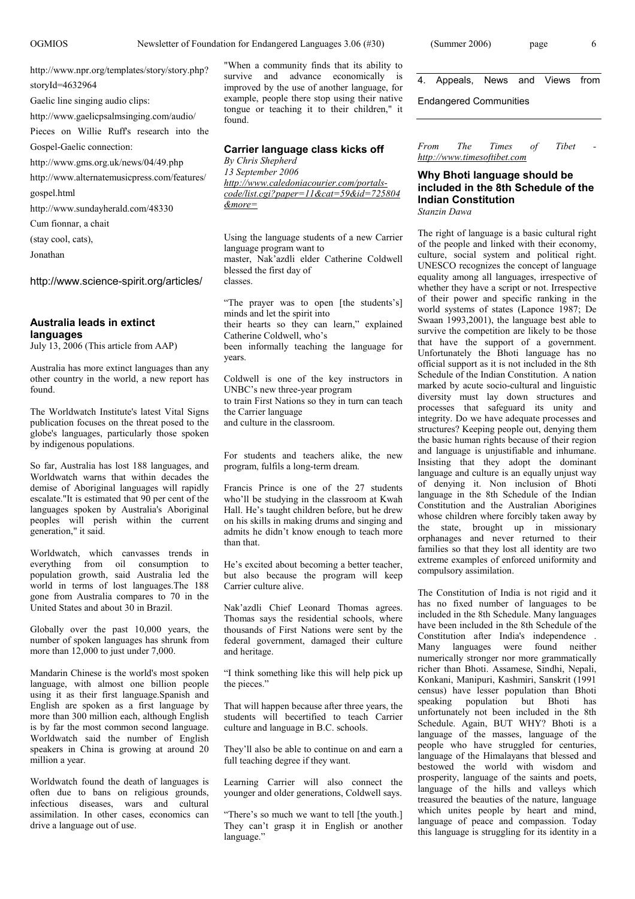http://www.npr.org/templates/story/story.php?storyId=4632964

Gaelic line singing audio clips:

http://www.gaelicpsalmsinging.com/audio/

Pieces on Willie Ruff's research into the Gospel-Gaelic connection:

http://www.gms.org.uk/news/04/49.php

http://www.alternatemusicpress.com/features/gospel.html

http://www.sundayherald.com/48330

Cum fionnar, a chait

(stay cool, cats),

Jonathan

http://www.science-spirit.org/articles/

### Australia leads in extinct languages

July 13, 2006 (This article from AAP)

Australia has more extinct languages than any other country in the world, a new report has found.

The Worldwatch Institute's latest Vital Signs publication focuses on the threat posed to the globe's languages, particularly those spoken by indigenous populations.

So far, Australia has lost 188 languages, and Worldwatch warns that within decades the demise of Aboriginal languages will rapidly escalate."It is estimated that 90 per cent of the languages spoken by Australia's Aboriginal peoples will perish within the current generation," it said.

Worldwatch, which canvasses trends in everything from oil consumption to population growth, said Australia led the world in terms of lost languages.The 188 gone from Australia compares to 70 in the United States and about 30 in Brazil.

Globally over the past 10,000 years, the number of spoken languages has shrunk from more than 12,000 to just under 7,000.

Mandarin Chinese is the world's most spoken language, with almost one billion people using it as their first language.Spanish and English are spoken as a first language by more than 300 million each, although English is by far the most common second language. Worldwatch said the number of English speakers in China is growing at around 20 million a year.

Worldwatch found the death of languages is often due to bans on religious grounds, infectious diseases, wars and cultural assimilation. In other cases, economics can drive a language out of use.

"When a community finds that its ability to survive and advance economically is improved by the use of another language, for example, people there stop using their native tongue or teaching it to their children," it found.

### Carrier language class kicks off

*By Chris Shepherd*
*13 September 2006*
*http://www.caledoniacourier.com/portals-code/list.cgi?paper=11&cat=59&id=725804&more=*

Using the language students of a new Carrier language program want to master, Nak'azdli elder Catherine Coldwell blessed the first day of classes.

"The prayer was to open [the students's] minds and let the spirit into their hearts so they can learn," explained Catherine Coldwell, who's been informally teaching the language for years.

Coldwell is one of the key instructors in UNBC's new three-year program to train First Nations so they in turn can teach the Carrier language and culture in the classroom.

For students and teachers alike, the new program, fulfils a long-term dream.

Francis Prince is one of the 27 students who'll be studying in the classroom at Kwah Hall. He's taught children before, but he drew on his skills in making drums and singing and admits he didn't know enough to teach more than that.

He's excited about becoming a better teacher, but also because the program will keep Carrier culture alive.

Nak'azdli Chief Leonard Thomas agrees. Thomas says the residential schools, where thousands of First Nations were sent by the federal government, damaged their culture and heritage.

"I think something like this will help pick up the pieces."

That will happen because after three years, the students will becertified to teach Carrier culture and language in B.C. schools.

They'll also be able to continue on and earn a full teaching degree if they want.

Learning Carrier will also connect the younger and older generations, Coldwell says.

"There's so much we want to tell [the youth.] They can't grasp it in English or another language."

## 4. Appeals, News and Views from Endangered Communities

*From The Times of Tibet - http://www.timesoftibet.com*

### Why Bhoti language should be included in the 8th Schedule of the Indian Constitution

*Stanzin Dawa*

The right of language is a basic cultural right of the people and linked with their economy, culture, social system and political right. UNESCO recognizes the concept of language equality among all languages, irrespective of whether they have a script or not. Irrespective of their power and specific ranking in the world systems of states (Laponce 1987; De Swaan 1993,2001), the language best able to survive the competition are likely to be those that have the support of a government. Unfortunately the Bhoti language has no official support as it is not included in the 8th Schedule of the Indian Constitution. A nation marked by acute socio-cultural and linguistic diversity must lay down structures and processes that safeguard its unity and integrity. Do we have adequate processes and structures? Keeping people out, denying them the basic human rights because of their region and language is unjustifiable and inhumane. Insisting that they adopt the dominant language and culture is an equally unjust way of denying it. Non inclusion of Bhoti language in the 8th Schedule of the Indian Constitution and the Australian Aborigines whose children where forcibly taken away by the state, brought up in missionary orphanages and never returned to their families so that they lost all identity are two extreme examples of enforced uniformity and compulsory assimilation.

The Constitution of India is not rigid and it has no fixed number of languages to be included in the 8th Schedule. Many languages have been included in the 8th Schedule of the Constitution after India's independence . Many languages were found neither numerically stronger nor more grammatically richer than Bhoti. Assamese, Sindhi, Nepali, Konkani, Manipuri, Kashmiri, Sanskrit (1991 census) have lesser population than Bhoti speaking population but Bhoti has unfortunately not been included in the 8th Schedule. Again, BUT WHY? Bhoti is a language of the masses, language of the people who have struggled for centuries, language of the Himalayans that blessed and bestowed the world with wisdom and prosperity, language of the saints and poets, language of the hills and valleys which treasured the beauties of the nature, language which unites people by heart and mind, language of peace and compassion. Today this language is struggling for its identity in a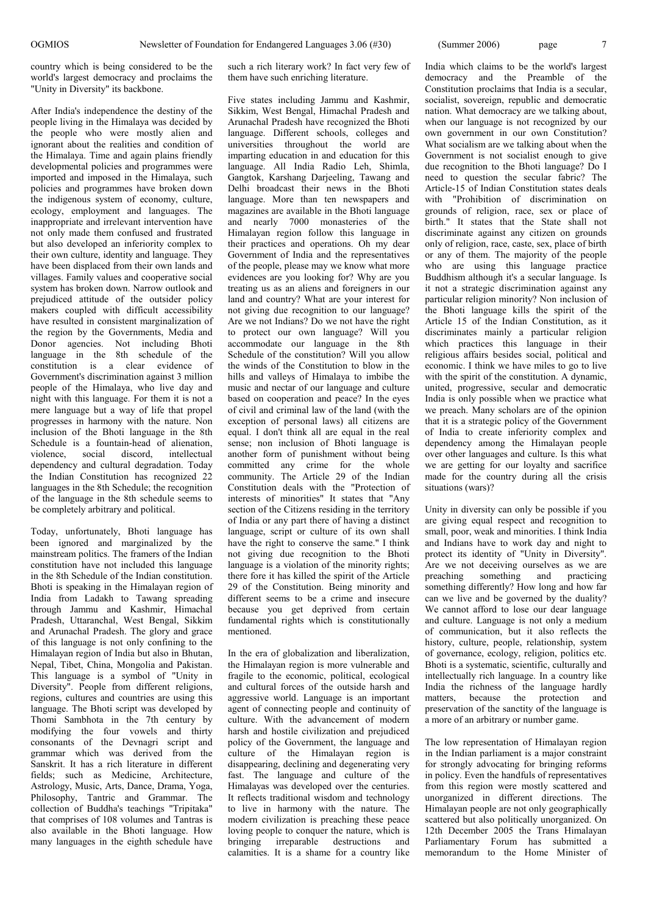country which is being considered to be the world's largest democracy and proclaims the "Unity in Diversity" its backbone.

After India's independence the destiny of the people living in the Himalaya was decided by the people who were mostly alien and ignorant about the realities and condition of the Himalaya. Time and again plains friendly developmental policies and programmes were imported and imposed in the Himalaya, such policies and programmes have broken down the indigenous system of economy, culture, ecology, employment and languages. The inappropriate and irrelevant intervention have not only made them confused and frustrated but also developed an inferiority complex to their own culture, identity and language. They have been displaced from their own lands and villages. Family values and cooperative social system has broken down. Narrow outlook and prejudiced attitude of the outsider policy makers coupled with difficult accessibility have resulted in consistent marginalization of the region by the Governments, Media and Donor agencies. Not including Bhoti language in the 8th schedule of the constitution is a clear evidence of Government's discrimination against 3 million people of the Himalaya, who live day and night with this language. For them it is not a mere language but a way of life that propel progresses in harmony with the nature. Non inclusion of the Bhoti language in the 8th Schedule is a fountain-head of alienation, violence, social discord, intellectual dependency and cultural degradation. Today the Indian Constitution has recognized 22 languages in the 8th Schedule; the recognition of the language in the 8th schedule seems to be completely arbitrary and political.

Today, unfortunately, Bhoti language has been ignored and marginalized by the mainstream politics. The framers of the Indian constitution have not included this language in the 8th Schedule of the Indian constitution. Bhoti is speaking in the Himalayan region of India from Ladakh to Tawang spreading through Jammu and Kashmir, Himachal Pradesh, Uttaranchal, West Bengal, Sikkim and Arunachal Pradesh. The glory and grace of this language is not only confining to the Himalayan region of India but also in Bhutan, Nepal, Tibet, China, Mongolia and Pakistan. This language is a symbol of "Unity in Diversity". People from different religions, regions, cultures and countries are using this language. The Bhoti script was developed by Thomi Sambhota in the 7th century by modifying the four vowels and thirty consonants of the Devnagri script and grammar which was derived from the Sanskrit. It has a rich literature in different fields; such as Medicine, Architecture, Astrology, Music, Arts, Dance, Drama, Yoga, Philosophy, Tantric and Grammar. The collection of Buddha's teachings "Tripitaka" that comprises of 108 volumes and Tantras is also available in the Bhoti language. How many languages in the eighth schedule have such a rich literary work? In fact very few of them have such enriching literature.

Five states including Jammu and Kashmir, Sikkim, West Bengal, Himachal Pradesh and Arunachal Pradesh have recognized the Bhoti language. Different schools, colleges and universities throughout the world are imparting education in and education for this language. All India Radio Leh, Shimla, Gangtok, Karshang Darjeeling, Tawang and Delhi broadcast their news in the Bhoti language. More than ten newspapers and magazines are available in the Bhoti language and nearly 7000 monasteries of the Himalayan region follow this language in their practices and operations. Oh my dear Government of India and the representatives of the people, please may we know what more evidences are you looking for? Why are you treating us as an aliens and foreigners in our land and country? What are your interest for not giving due recognition to our language? Are we not Indians? Do we not have the right to protect our own language? Will you accommodate our language in the 8th Schedule of the constitution? Will you allow the winds of the Constitution to blow in the hills and valleys of Himalaya to imbibe the music and nectar of our language and culture based on cooperation and peace? In the eyes of civil and criminal law of the land (with the exception of personal laws) all citizens are equal. I don't think all are equal in the real sense; non inclusion of Bhoti language is another form of punishment without being committed any crime for the whole community. The Article 29 of the Indian Constitution deals with the "Protection of interests of minorities" It states that "Any section of the Citizens residing in the territory of India or any part there of having a distinct language, script or culture of its own shall have the right to conserve the same." I think not giving due recognition to the Bhoti language is a violation of the minority rights; there fore it has killed the spirit of the Article 29 of the Constitution. Being minority and different seems to be a crime and insecure because you get deprived from certain fundamental rights which is constitutionally mentioned.

In the era of globalization and liberalization, the Himalayan region is more vulnerable and fragile to the economic, political, ecological and cultural forces of the outside harsh and aggressive world. Language is an important agent of connecting people and continuity of culture. With the advancement of modern harsh and hostile civilization and prejudiced policy of the Government, the language and culture of the Himalayan region is disappearing, declining and degenerating very fast. The language and culture of the Himalayas was developed over the centuries. It reflects traditional wisdom and technology to live in harmony with the nature. The modern civilization is preaching these peace loving people to conquer the nature, which is bringing irreparable destructions and calamities. It is a shame for a country like India which claims to be the world's largest democracy and the Preamble of the Constitution proclaims that India is a secular, socialist, sovereign, republic and democratic nation. What democracy are we talking about, when our language is not recognized by our own government in our own Constitution? What socialism are we talking about when the Government is not socialist enough to give due recognition to the Bhoti language? Do I need to question the secular fabric? The Article-15 of Indian Constitution states deals with "Prohibition of discrimination on grounds of religion, race, sex or place of birth." It states that the State shall not discriminate against any citizen on grounds only of religion, race, caste, sex, place of birth or any of them. The majority of the people who are using this language practice Buddhism although it's a secular language. Is it not a strategic discrimination against any particular religion minority? Non inclusion of the Bhoti language kills the spirit of the Article 15 of the Indian Constitution, as it discriminates mainly a particular religion which practices this language in their religious affairs besides social, political and economic. I think we have miles to go to live with the spirit of the constitution. A dynamic, united, progressive, secular and democratic India is only possible when we practice what we preach. Many scholars are of the opinion that it is a strategic policy of the Government of India to create inferiority complex and dependency among the Himalayan people over other languages and culture. Is this what we are getting for our loyalty and sacrifice made for the country during all the crisis situations (wars)?

Unity in diversity can only be possible if you are giving equal respect and recognition to small, poor, weak and minorities. I think India and Indians have to work day and night to protect its identity of "Unity in Diversity". Are we not deceiving ourselves as we are preaching something and practicing something differently? How long and how far can we live and be governed by the duality? We cannot afford to lose our dear language and culture. Language is not only a medium of communication, but it also reflects the history, culture, people, relationship, system of governance, ecology, religion, politics etc. Bhoti is a systematic, scientific, culturally and intellectually rich language. In a country like India the richness of the language hardly matters, because the protection and preservation of the sanctity of the language is a more of an arbitrary or number game.

The low representation of Himalayan region in the Indian parliament is a major constraint for strongly advocating for bringing reforms in policy. Even the handfuls of representatives from this region were mostly scattered and unorganized in different directions. The Himalayan people are not only geographically scattered but also politically unorganized. On 12th December 2005 the Trans Himalayan Parliamentary Forum has submitted a memorandum to the Home Minister of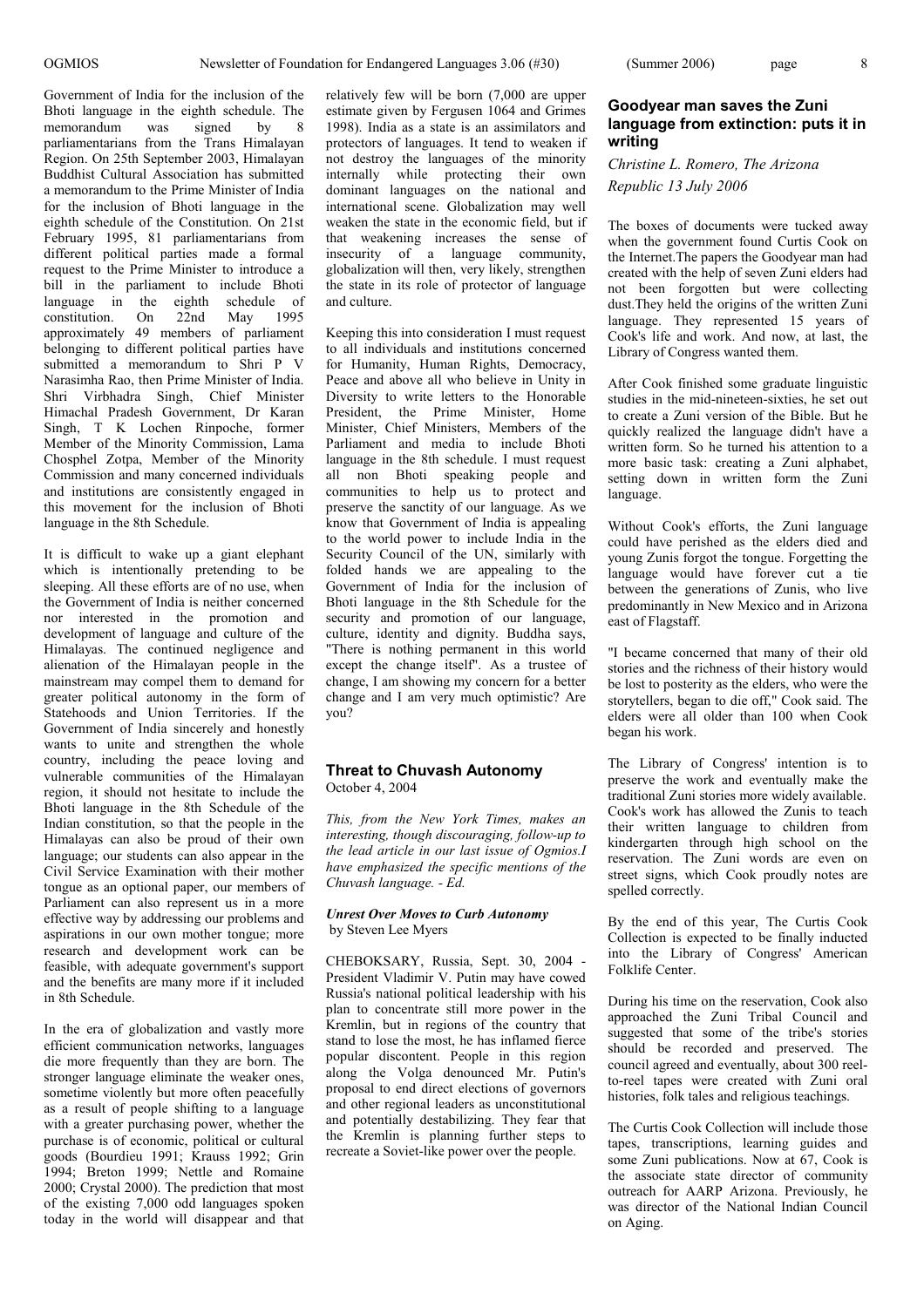Government of India for the inclusion of the Bhoti language in the eighth schedule. The memorandum was signed by 8 parliamentarians from the Trans Himalayan Region. On 25th September 2003, Himalayan Buddhist Cultural Association has submitted a memorandum to the Prime Minister of India for the inclusion of Bhoti language in the eighth schedule of the Constitution. On 21st February 1995, 81 parliamentarians from different political parties made a formal request to the Prime Minister to introduce a bill in the parliament to include Bhoti language in the eighth schedule of constitution. On 22nd May 1995 approximately 49 members of parliament belonging to different political parties have submitted a memorandum to Shri P V Narasimha Rao, then Prime Minister of India. Shri Virbhadra Singh, Chief Minister Himachal Pradesh Government, Dr Karan Singh, T K Lochen Rinpoche, former Member of the Minority Commission, Lama Chosphel Zotpa, Member of the Minority Commission and many concerned individuals and institutions are consistently engaged in this movement for the inclusion of Bhoti language in the 8th Schedule.

It is difficult to wake up a giant elephant which is intentionally pretending to be sleeping. All these efforts are of no use, when the Government of India is neither concerned nor interested in the promotion and development of language and culture of the Himalayas. The continued negligence and alienation of the Himalayan people in the mainstream may compel them to demand for greater political autonomy in the form of Statehoods and Union Territories. If the Government of India sincerely and honestly wants to unite and strengthen the whole country, including the peace loving and vulnerable communities of the Himalayan region, it should not hesitate to include the Bhoti language in the 8th Schedule of the Indian constitution, so that the people in the Himalayas can also be proud of their own language; our students can also appear in the Civil Service Examination with their mother tongue as an optional paper, our members of Parliament can also represent us in a more effective way by addressing our problems and aspirations in our own mother tongue; more research and development work can be feasible, with adequate government's support and the benefits are many more if it included in 8th Schedule.

In the era of globalization and vastly more efficient communication networks, languages die more frequently than they are born. The stronger language eliminate the weaker ones, sometime violently but more often peacefully as a result of people shifting to a language with a greater purchasing power, whether the purchase is of economic, political or cultural goods (Bourdieu 1991; Krauss 1992; Grin 1994; Breton 1999; Nettle and Romaine 2000; Crystal 2000). The prediction that most of the existing 7,000 odd languages spoken today in the world will disappear and that relatively few will be born (7,000 are upper estimate given by Fergusen 1064 and Grimes 1998). India as a state is an assimilators and protectors of languages. It tend to weaken if not destroy the languages of the minority internally while protecting their own dominant languages on the national and international scene. Globalization may well weaken the state in the economic field, but if that weakening increases the sense of insecurity of a language community, globalization will then, very likely, strengthen the state in its role of protector of language and culture.

Keeping this into consideration I must request to all individuals and institutions concerned for Humanity, Human Rights, Democracy, Peace and above all who believe in Unity in Diversity to write letters to the Honorable President, the Prime Minister, Home Minister, Chief Ministers, Members of the Parliament and media to include Bhoti language in the 8th schedule. I must request all non Bhoti speaking people and communities to help us to protect and preserve the sanctity of our language. As we know that Government of India is appealing to the world power to include India in the Security Council of the UN, similarly with folded hands we are appealing to the Government of India for the inclusion of Bhoti language in the 8th Schedule for the security and promotion of our language, culture, identity and dignity. Buddha says, "There is nothing permanent in this world except the change itself". As a trustee of change, I am showing my concern for a better change and I am very much optimistic? Are you?

## Threat to Chuvash Autonomy

October 4, 2004

*This, from the New York Times, makes an interesting, though discouraging, follow-up to the lead article in our last issue of Ogmios.I have emphasized the specific mentions of the Chuvash language. - Ed.*

***Unrest Over Moves to Curb Autonomy***
by Steven Lee Myers

CHEBOKSARY, Russia, Sept. 30, 2004 - President Vladimir V. Putin may have cowed Russia's national political leadership with his plan to concentrate still more power in the Kremlin, but in regions of the country that stand to lose the most, he has inflamed fierce popular discontent. People in this region along the Volga denounced Mr. Putin's proposal to end direct elections of governors and other regional leaders as unconstitutional and potentially destabilizing. They fear that the Kremlin is planning further steps to recreate a Soviet-like power over the people.

## Goodyear man saves the Zuni language from extinction: puts it in writing

*Christine L. Romero, The Arizona Republic 13 July 2006*

The boxes of documents were tucked away when the government found Curtis Cook on the Internet.The papers the Goodyear man had created with the help of seven Zuni elders had not been forgotten but were collecting dust.They held the origins of the written Zuni language. They represented 15 years of Cook's life and work. And now, at last, the Library of Congress wanted them.

After Cook finished some graduate linguistic studies in the mid-nineteen-sixties, he set out to create a Zuni version of the Bible. But he quickly realized the language didn't have a written form. So he turned his attention to a more basic task: creating a Zuni alphabet, setting down in written form the Zuni language.

Without Cook's efforts, the Zuni language could have perished as the elders died and young Zunis forgot the tongue. Forgetting the language would have forever cut a tie between the generations of Zunis, who live predominantly in New Mexico and in Arizona east of Flagstaff.

"I became concerned that many of their old stories and the richness of their history would be lost to posterity as the elders, who were the storytellers, began to die off," Cook said. The elders were all older than 100 when Cook began his work.

The Library of Congress' intention is to preserve the work and eventually make the traditional Zuni stories more widely available. Cook's work has allowed the Zunis to teach their written language to children from kindergarten through high school on the reservation. The Zuni words are even on street signs, which Cook proudly notes are spelled correctly.

By the end of this year, The Curtis Cook Collection is expected to be finally inducted into the Library of Congress' American Folklife Center.

During his time on the reservation, Cook also approached the Zuni Tribal Council and suggested that some of the tribe's stories should be recorded and preserved. The council agreed and eventually, about 300 reel-to-reel tapes were created with Zuni oral histories, folk tales and religious teachings.

The Curtis Cook Collection will include those tapes, transcriptions, learning guides and some Zuni publications. Now at 67, Cook is the associate state director of community outreach for AARP Arizona. Previously, he was director of the National Indian Council on Aging.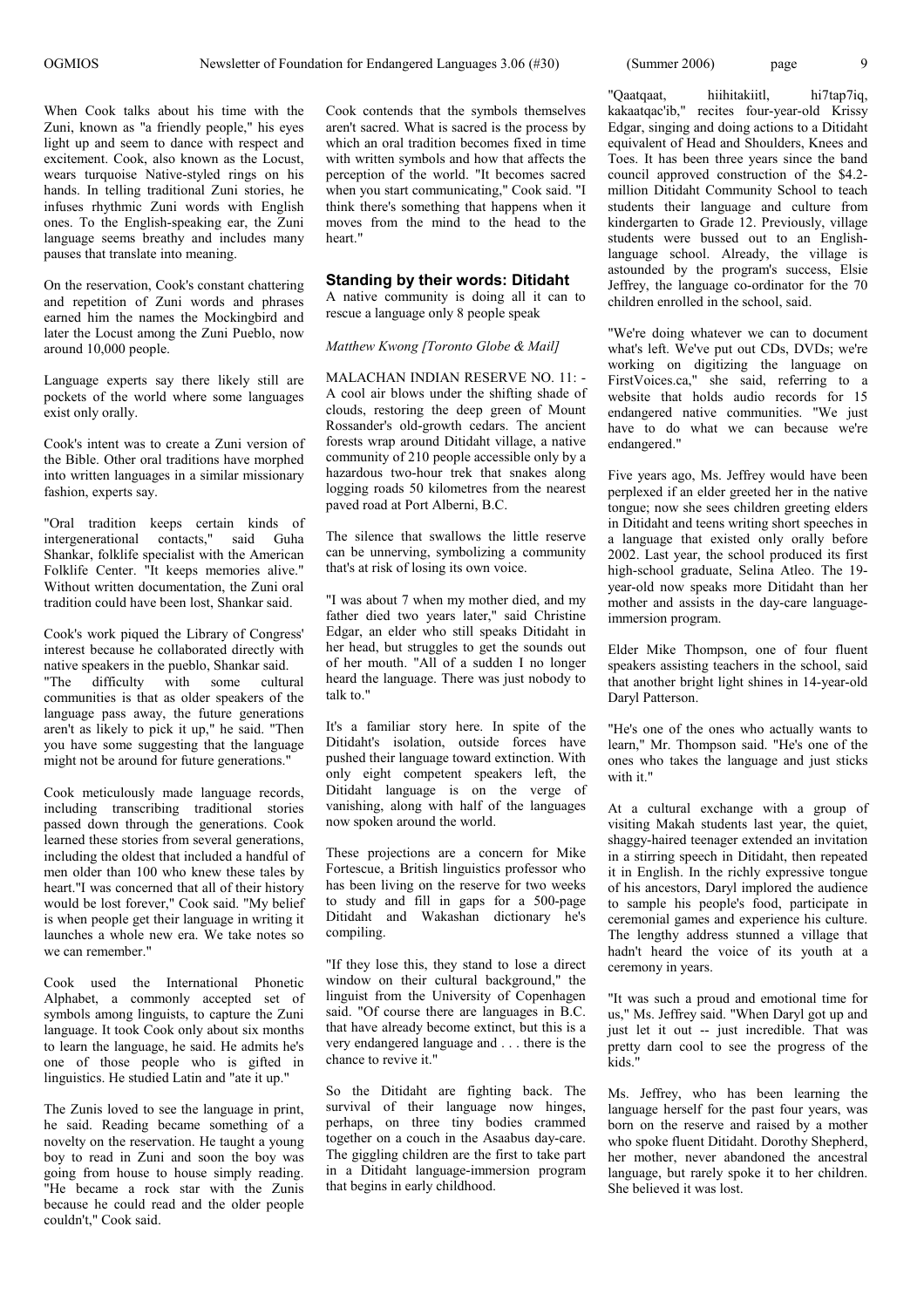When Cook talks about his time with the Zuni, known as "a friendly people," his eyes light up and seem to dance with respect and excitement. Cook, also known as the Locust, wears turquoise Native-styled rings on his hands. In telling traditional Zuni stories, he infuses rhythmic Zuni words with English ones. To the English-speaking ear, the Zuni language seems breathy and includes many pauses that translate into meaning.

On the reservation, Cook's constant chattering and repetition of Zuni words and phrases earned him the names the Mockingbird and later the Locust among the Zuni Pueblo, now around 10,000 people.

Language experts say there likely still are pockets of the world where some languages exist only orally.

Cook's intent was to create a Zuni version of the Bible. Other oral traditions have morphed into written languages in a similar missionary fashion, experts say.

"Oral tradition keeps certain kinds of intergenerational contacts," said Guha Shankar, folklife specialist with the American Folklife Center. "It keeps memories alive." Without written documentation, the Zuni oral tradition could have been lost, Shankar said.

Cook's work piqued the Library of Congress' interest because he collaborated directly with native speakers in the pueblo, Shankar said. "The difficulty with some cultural communities is that as older speakers of the language pass away, the future generations aren't as likely to pick it up," he said. "Then you have some suggesting that the language might not be around for future generations."

Cook meticulously made language records, including transcribing traditional stories passed down through the generations. Cook learned these stories from several generations, including the oldest that included a handful of men older than 100 who knew these tales by heart."I was concerned that all of their history would be lost forever," Cook said. "My belief is when people get their language in writing it launches a whole new era. We take notes so we can remember."

Cook used the International Phonetic Alphabet, a commonly accepted set of symbols among linguists, to capture the Zuni language. It took Cook only about six months to learn the language, he said. He admits he's one of those people who is gifted in linguistics. He studied Latin and "ate it up."

The Zunis loved to see the language in print, he said. Reading became something of a novelty on the reservation. He taught a young boy to read in Zuni and soon the boy was going from house to house simply reading. "He became a rock star with the Zunis because he could read and the older people couldn't," Cook said.

Cook contends that the symbols themselves aren't sacred. What is sacred is the process by which an oral tradition becomes fixed in time with written symbols and how that affects the perception of the world. "It becomes sacred when you start communicating," Cook said. "I think there's something that happens when it moves from the mind to the head to the heart."

### Standing by their words: Ditidaht

A native community is doing all it can to rescue a language only 8 people speak

*Matthew Kwong [Toronto Globe & Mail]*

MALACHAN INDIAN RESERVE NO. 11: - A cool air blows under the shifting shade of clouds, restoring the deep green of Mount Rossander's old-growth cedars. The ancient forests wrap around Ditidaht village, a native community of 210 people accessible only by a hazardous two-hour trek that snakes along logging roads 50 kilometres from the nearest paved road at Port Alberni, B.C.

The silence that swallows the little reserve can be unnerving, symbolizing a community that's at risk of losing its own voice.

"I was about 7 when my mother died, and my father died two years later," said Christine Edgar, an elder who still speaks Ditidaht in her head, but struggles to get the sounds out of her mouth. "All of a sudden I no longer heard the language. There was just nobody to talk to."

It's a familiar story here. In spite of the Ditidaht's isolation, outside forces have pushed their language toward extinction. With only eight competent speakers left, the Ditidaht language is on the verge of vanishing, along with half of the languages now spoken around the world.

These projections are a concern for Mike Fortescue, a British linguistics professor who has been living on the reserve for two weeks to study and fill in gaps for a 500-page Ditidaht and Wakashan dictionary he's compiling.

"If they lose this, they stand to lose a direct window on their cultural background," the linguist from the University of Copenhagen said. "Of course there are languages in B.C. that have already become extinct, but this is a very endangered language and . . . there is the chance to revive it."

So the Ditidaht are fighting back. The survival of their language now hinges, perhaps, on three tiny bodies crammed together on a couch in the Asaabus day-care. The giggling children are the first to take part in a Ditidaht language-immersion program that begins in early childhood.

"Qaatqaat, hiihitakiitl, hi7tap7iq, kakaatqac'ib," recites four-year-old Krissy Edgar, singing and doing actions to a Ditidaht equivalent of Head and Shoulders, Knees and Toes. It has been three years since the band council approved construction of the $4.2-million Ditidaht Community School to teach students their language and culture from kindergarten to Grade 12. Previously, village students were bussed out to an English-language school. Already, the village is astounded by the program's success, Elsie Jeffrey, the language co-ordinator for the 70 children enrolled in the school, said.

"We're doing whatever we can to document what's left. We've put out CDs, DVDs; we're working on digitizing the language on FirstVoices.ca," she said, referring to a website that holds audio records for 15 endangered native communities. "We just have to do what we can because we're endangered."

Five years ago, Ms. Jeffrey would have been perplexed if an elder greeted her in the native tongue; now she sees children greeting elders in Ditidaht and teens writing short speeches in a language that existed only orally before 2002. Last year, the school produced its first high-school graduate, Selina Atleo. The 19-year-old now speaks more Ditidaht than her mother and assists in the day-care language-immersion program.

Elder Mike Thompson, one of four fluent speakers assisting teachers in the school, said that another bright light shines in 14-year-old Daryl Patterson.

"He's one of the ones who actually wants to learn," Mr. Thompson said. "He's one of the ones who takes the language and just sticks with it."

At a cultural exchange with a group of visiting Makah students last year, the quiet, shaggy-haired teenager extended an invitation in a stirring speech in Ditidaht, then repeated it in English. In the richly expressive tongue of his ancestors, Daryl implored the audience to sample his people's food, participate in ceremonial games and experience his culture. The lengthy address stunned a village that hadn't heard the voice of its youth at a ceremony in years.

"It was such a proud and emotional time for us," Ms. Jeffrey said. "When Daryl got up and just let it out -- just incredible. That was pretty darn cool to see the progress of the kids."

Ms. Jeffrey, who has been learning the language herself for the past four years, was born on the reserve and raised by a mother who spoke fluent Ditidaht. Dorothy Shepherd, her mother, never abandoned the ancestral language, but rarely spoke it to her children. She believed it was lost.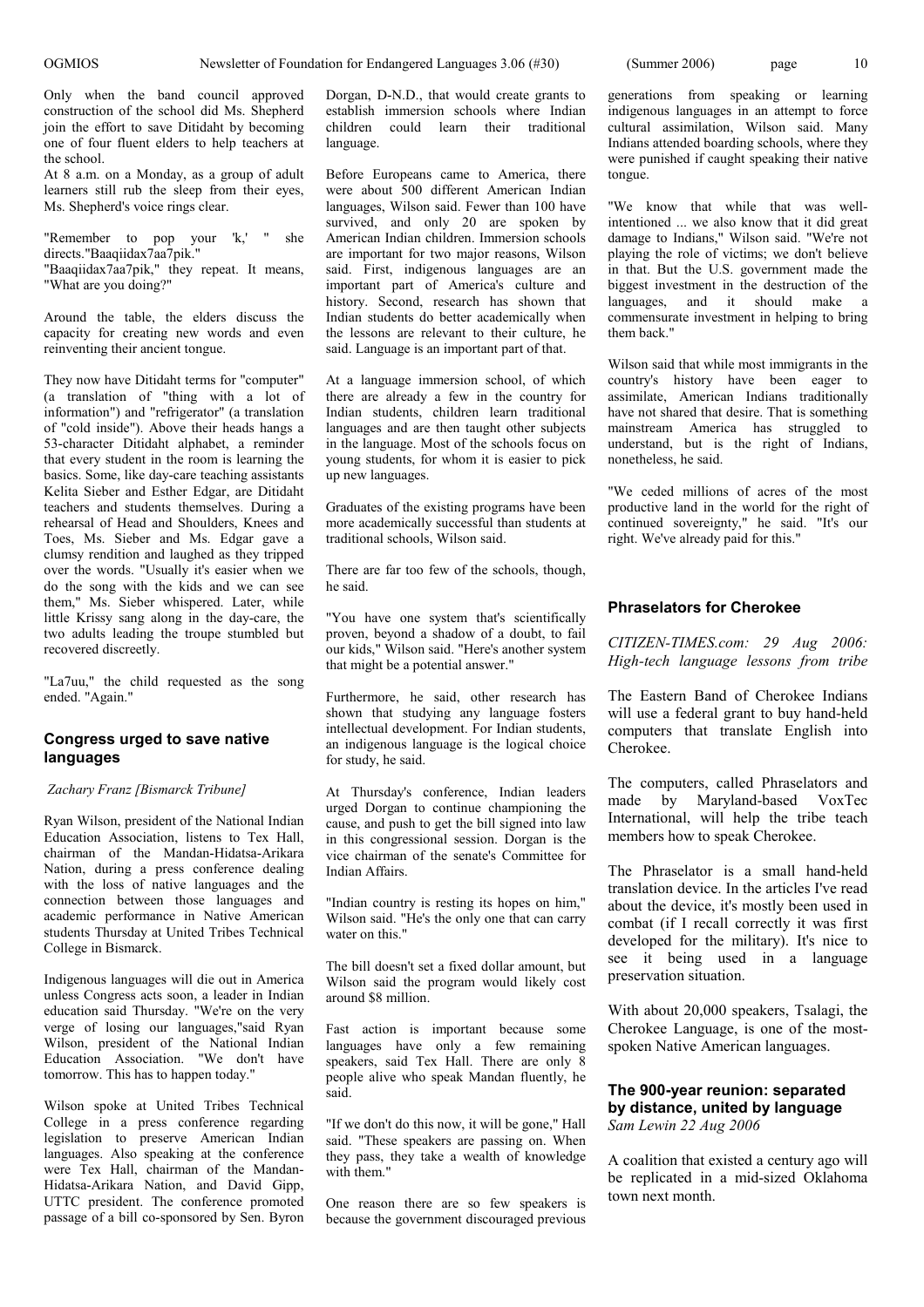Only when the band council approved construction of the school did Ms. Shepherd join the effort to save Ditidaht by becoming one of four fluent elders to help teachers at the school.

At 8 a.m. on a Monday, as a group of adult learners still rub the sleep from their eyes, Ms. Shepherd's voice rings clear.

"Remember to pop your 'k,' " she directs."Baaqiidax7aa7pik."

"Baaqiidax7aa7pik," they repeat. It means, "What are you doing?"

Around the table, the elders discuss the capacity for creating new words and even reinventing their ancient tongue.

They now have Ditidaht terms for "computer" (a translation of "thing with a lot of information") and "refrigerator" (a translation of "cold inside"). Above their heads hangs a 53-character Ditidaht alphabet, a reminder that every student in the room is learning the basics. Some, like day-care teaching assistants Kelita Sieber and Esther Edgar, are Ditidaht teachers and students themselves. During a rehearsal of Head and Shoulders, Knees and Toes, Ms. Sieber and Ms. Edgar gave a clumsy rendition and laughed as they tripped over the words. "Usually it's easier when we do the song with the kids and we can see them," Ms. Sieber whispered. Later, while little Krissy sang along in the day-care, the two adults leading the troupe stumbled but recovered discreetly.

"La7uu," the child requested as the song ended. "Again."

## Congress urged to save native languages

*Zachary Franz [Bismarck Tribune]*

Ryan Wilson, president of the National Indian Education Association, listens to Tex Hall, chairman of the Mandan-Hidatsa-Arikara Nation, during a press conference dealing with the loss of native languages and the connection between those languages and academic performance in Native American students Thursday at United Tribes Technical College in Bismarck.

Indigenous languages will die out in America unless Congress acts soon, a leader in Indian education said Thursday. "We're on the very verge of losing our languages,"said Ryan Wilson, president of the National Indian Education Association. "We don't have tomorrow. This has to happen today."

Wilson spoke at United Tribes Technical College in a press conference regarding legislation to preserve American Indian languages. Also speaking at the conference were Tex Hall, chairman of the Mandan-Hidatsa-Arikara Nation, and David Gipp, UTTC president. The conference promoted passage of a bill co-sponsored by Sen. Byron Dorgan, D-N.D., that would create grants to establish immersion schools where Indian children could learn their traditional language.

Before Europeans came to America, there were about 500 different American Indian languages, Wilson said. Fewer than 100 have survived, and only 20 are spoken by American Indian children. Immersion schools are important for two major reasons, Wilson said. First, indigenous languages are an important part of America's culture and history. Second, research has shown that Indian students do better academically when the lessons are relevant to their culture, he said. Language is an important part of that.

At a language immersion school, of which there are already a few in the country for Indian students, children learn traditional languages and are then taught other subjects in the language. Most of the schools focus on young students, for whom it is easier to pick up new languages.

Graduates of the existing programs have been more academically successful than students at traditional schools, Wilson said.

There are far too few of the schools, though, he said.

"You have one system that's scientifically proven, beyond a shadow of a doubt, to fail our kids," Wilson said. "Here's another system that might be a potential answer."

Furthermore, he said, other research has shown that studying any language fosters intellectual development. For Indian students, an indigenous language is the logical choice for study, he said.

At Thursday's conference, Indian leaders urged Dorgan to continue championing the cause, and push to get the bill signed into law in this congressional session. Dorgan is the vice chairman of the senate's Committee for Indian Affairs.

"Indian country is resting its hopes on him," Wilson said. "He's the only one that can carry water on this."

The bill doesn't set a fixed dollar amount, but Wilson said the program would likely cost around $8 million.

Fast action is important because some languages have only a few remaining speakers, said Tex Hall. There are only 8 people alive who speak Mandan fluently, he said.

"If we don't do this now, it will be gone," Hall said. "These speakers are passing on. When they pass, they take a wealth of knowledge with them."

One reason there are so few speakers is because the government discouraged previous generations from speaking or learning indigenous languages in an attempt to force cultural assimilation, Wilson said. Many Indians attended boarding schools, where they were punished if caught speaking their native tongue.

"We know that while that was well-intentioned ... we also know that it did great damage to Indians," Wilson said. "We're not playing the role of victims; we don't believe in that. But the U.S. government made the biggest investment in the destruction of the languages, and it should make a commensurate investment in helping to bring them back."

Wilson said that while most immigrants in the country's history have been eager to assimilate, American Indians traditionally have not shared that desire. That is something mainstream America has struggled to understand, but is the right of Indians, nonetheless, he said.

"We ceded millions of acres of the most productive land in the world for the right of continued sovereignty," he said. "It's our right. We've already paid for this."

## Phraselators for Cherokee

*CITIZEN-TIMES.com: 29 Aug 2006: High-tech language lessons from tribe*

The Eastern Band of Cherokee Indians will use a federal grant to buy hand-held computers that translate English into Cherokee.

The computers, called Phraselators and made by Maryland-based VoxTec International, will help the tribe teach members how to speak Cherokee.

The Phraselator is a small hand-held translation device. In the articles I've read about the device, it's mostly been used in combat (if I recall correctly it was first developed for the military). It's nice to see it being used in a language preservation situation.

With about 20,000 speakers, Tsalagi, the Cherokee Language, is one of the most-spoken Native American languages.

## The 900-year reunion: separated by distance, united by language

*Sam Lewin 22 Aug 2006*

A coalition that existed a century ago will be replicated in a mid-sized Oklahoma town next month.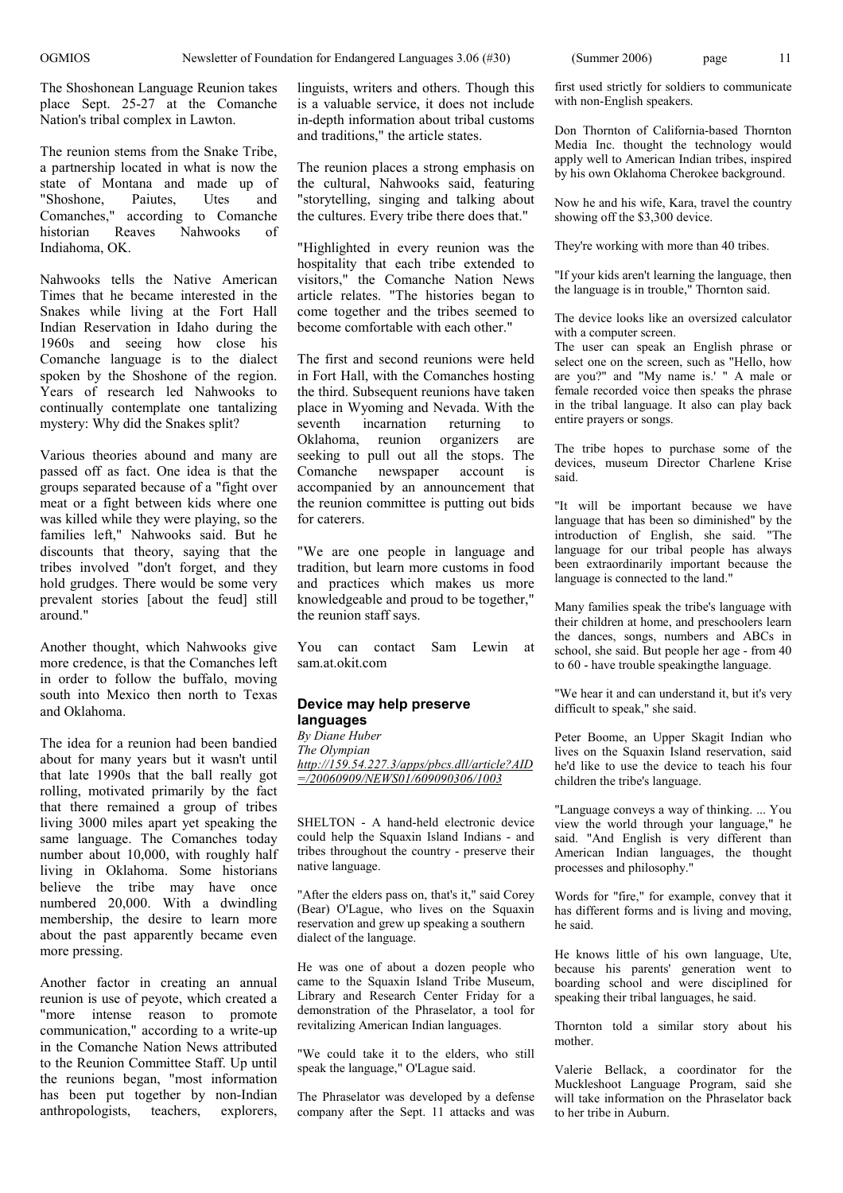The Shoshonean Language Reunion takes place Sept. 25-27 at the Comanche Nation's tribal complex in Lawton.

The reunion stems from the Snake Tribe, a partnership located in what is now the state of Montana and made up of "Shoshone, Paiutes, Utes and Comanches," according to Comanche historian Reaves Nahwooks of Indiahoma, OK.

Nahwooks tells the Native American Times that he became interested in the Snakes while living at the Fort Hall Indian Reservation in Idaho during the 1960s and seeing how close his Comanche language is to the dialect spoken by the Shoshone of the region. Years of research led Nahwooks to continually contemplate one tantalizing mystery: Why did the Snakes split?

Various theories abound and many are passed off as fact. One idea is that the groups separated because of a "fight over meat or a fight between kids where one was killed while they were playing, so the families left," Nahwooks said. But he discounts that theory, saying that the tribes involved "don't forget, and they hold grudges. There would be some very prevalent stories [about the feud] still around."

Another thought, which Nahwooks give more credence, is that the Comanches left in order to follow the buffalo, moving south into Mexico then north to Texas and Oklahoma.

The idea for a reunion had been bandied about for many years but it wasn't until that late 1990s that the ball really got rolling, motivated primarily by the fact that there remained a group of tribes living 3000 miles apart yet speaking the same language. The Comanches today number about 10,000, with roughly half living in Oklahoma. Some historians believe the tribe may have once numbered 20,000. With a dwindling membership, the desire to learn more about the past apparently became even more pressing.

Another factor in creating an annual reunion is use of peyote, which created a "more intense reason to promote communication," according to a write-up in the Comanche Nation News attributed to the Reunion Committee Staff. Up until the reunions began, "most information has been put together by non-Indian anthropologists, teachers, explorers, linguists, writers and others. Though this is a valuable service, it does not include in-depth information about tribal customs and traditions," the article states.

The reunion places a strong emphasis on the cultural, Nahwooks said, featuring "storytelling, singing and talking about the cultures. Every tribe there does that."

"Highlighted in every reunion was the hospitality that each tribe extended to visitors," the Comanche Nation News article relates. "The histories began to come together and the tribes seemed to become comfortable with each other."

The first and second reunions were held in Fort Hall, with the Comanches hosting the third. Subsequent reunions have taken place in Wyoming and Nevada. With the seventh incarnation returning to Oklahoma, reunion organizers are seeking to pull out all the stops. The Comanche newspaper account is accompanied by an announcement that the reunion committee is putting out bids for caterers.

"We are one people in language and tradition, but learn more customs in food and practices which makes us more knowledgeable and proud to be together," the reunion staff says.

You can contact Sam Lewin at sam.at.okit.com

### Device may help preserve languages

*By Diane Huber*
*The Olympian*
http://159.54.227.3/apps/pbcs.dll/article?AID=/20060909/NEWS01/609090306/1003

SHELTON - A hand-held electronic device could help the Squaxin Island Indians - and tribes throughout the country - preserve their native language.

"After the elders pass on, that's it," said Corey (Bear) O'Lague, who lives on the Squaxin reservation and grew up speaking a southern dialect of the language.

He was one of about a dozen people who came to the Squaxin Island Tribe Museum, Library and Research Center Friday for a demonstration of the Phraselator, a tool for revitalizing American Indian languages.

"We could take it to the elders, who still speak the language," O'Lague said.

The Phraselator was developed by a defense company after the Sept. 11 attacks and was first used strictly for soldiers to communicate with non-English speakers.

Don Thornton of California-based Thornton Media Inc. thought the technology would apply well to American Indian tribes, inspired by his own Oklahoma Cherokee background.

Now he and his wife, Kara, travel the country showing off the $3,300 device.

They're working with more than 40 tribes.

"If your kids aren't learning the language, then the language is in trouble," Thornton said.

The device looks like an oversized calculator with a computer screen.
The user can speak an English phrase or select one on the screen, such as "Hello, how are you?" and "My name is.' " A male or female recorded voice then speaks the phrase in the tribal language. It also can play back entire prayers or songs.

The tribe hopes to purchase some of the devices, museum Director Charlene Krise said.

"It will be important because we have language that has been so diminished" by the introduction of English, she said. "The language for our tribal people has always been extraordinarily important because the language is connected to the land."

Many families speak the tribe's language with their children at home, and preschoolers learn the dances, songs, numbers and ABCs in school, she said. But people her age - from 40 to 60 - have trouble speakingthe language.

"We hear it and can understand it, but it's very difficult to speak," she said.

Peter Boome, an Upper Skagit Indian who lives on the Squaxin Island reservation, said he'd like to use the device to teach his four children the tribe's language.

"Language conveys a way of thinking. ... You view the world through your language," he said. "And English is very different than American Indian languages, the thought processes and philosophy."

Words for "fire," for example, convey that it has different forms and is living and moving, he said.

He knows little of his own language, Ute, because his parents' generation went to boarding school and were disciplined for speaking their tribal languages, he said.

Thornton told a similar story about his mother.

Valerie Bellack, a coordinator for the Muckleshoot Language Program, said she will take information on the Phraselator back to her tribe in Auburn.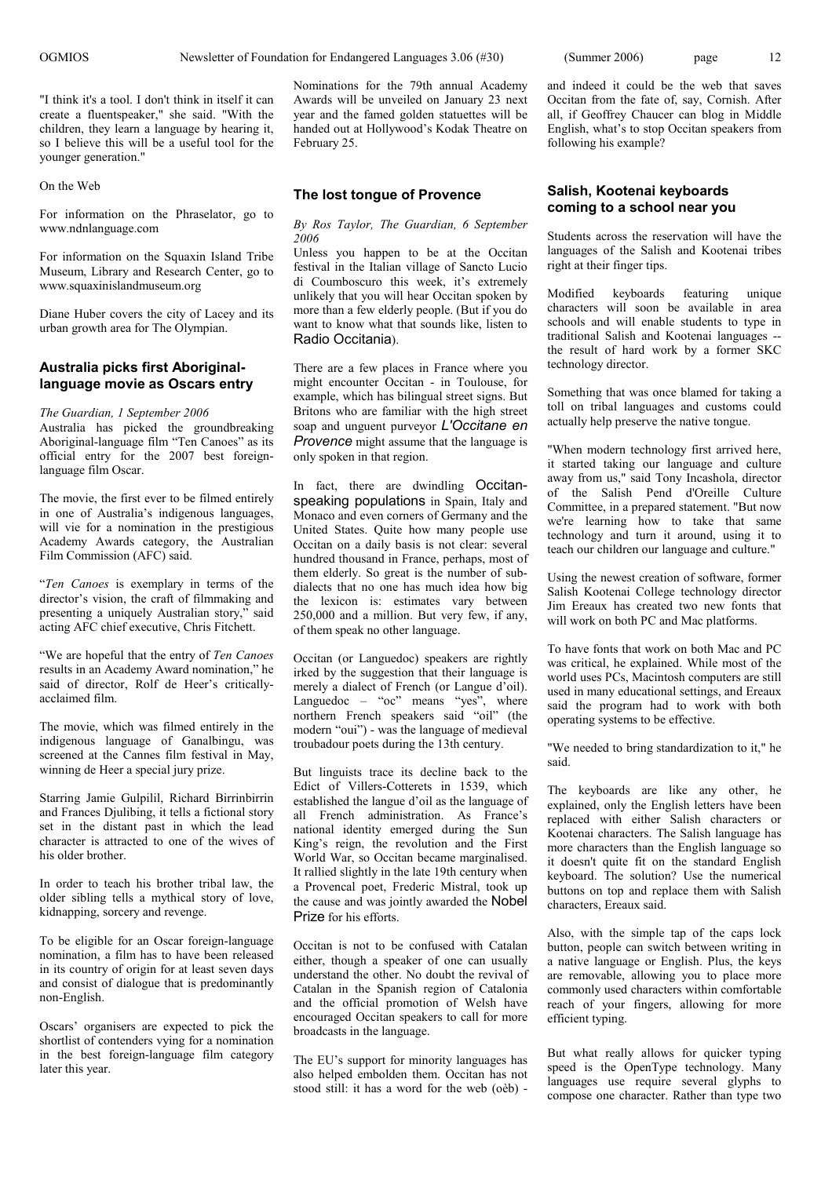"I think it's a tool. I don't think in itself it can create a fluentspeaker," she said. "With the children, they learn a language by hearing it, so I believe this will be a useful tool for the younger generation."

On the Web

For information on the Phraselator, go to www.ndnlanguage.com

For information on the Squaxin Island Tribe Museum, Library and Research Center, go to www.squaxinislandmuseum.org

Diane Huber covers the city of Lacey and its urban growth area for The Olympian.

### Australia picks first Aboriginal-language movie as Oscars entry

*The Guardian, 1 September 2006*

Australia has picked the groundbreaking Aboriginal-language film "Ten Canoes" as its official entry for the 2007 best foreign-language film Oscar.

The movie, the first ever to be filmed entirely in one of Australia's indigenous languages, will vie for a nomination in the prestigious Academy Awards category, the Australian Film Commission (AFC) said.

"*Ten Canoes* is exemplary in terms of the director's vision, the craft of filmmaking and presenting a uniquely Australian story," said acting AFC chief executive, Chris Fitchett.

"We are hopeful that the entry of *Ten Canoes* results in an Academy Award nomination," he said of director, Rolf de Heer's critically-acclaimed film.

The movie, which was filmed entirely in the indigenous language of Ganalbingu, was screened at the Cannes film festival in May, winning de Heer a special jury prize.

Starring Jamie Gulpilil, Richard Birrinbirrin and Frances Djulibing, it tells a fictional story set in the distant past in which the lead character is attracted to one of the wives of his older brother.

In order to teach his brother tribal law, the older sibling tells a mythical story of love, kidnapping, sorcery and revenge.

To be eligible for an Oscar foreign-language nomination, a film has to have been released in its country of origin for at least seven days and consist of dialogue that is predominantly non-English.

Oscars' organisers are expected to pick the shortlist of contenders vying for a nomination in the best foreign-language film category later this year.

Nominations for the 79th annual Academy Awards will be unveiled on January 23 next year and the famed golden statuettes will be handed out at Hollywood's Kodak Theatre on February 25.

### The lost tongue of Provence

*By Ros Taylor, The Guardian, 6 September 2006*

Unless you happen to be at the Occitan festival in the Italian village of Sancto Lucio di Coumboscuro this week, it's extremely unlikely that you will hear Occitan spoken by more than a few elderly people. (But if you do want to know what that sounds like, listen to Radio Occitania).

There are a few places in France where you might encounter Occitan - in Toulouse, for example, which has bilingual street signs. But Britons who are familiar with the high street soap and unguent purveyor *L'Occitane en Provence* might assume that the language is only spoken in that region.

In fact, there are dwindling Occitan-speaking populations in Spain, Italy and Monaco and even corners of Germany and the United States. Quite how many people use Occitan on a daily basis is not clear: several hundred thousand in France, perhaps, most of them elderly. So great is the number of sub-dialects that no one has much idea how big the lexicon is: estimates vary between 250,000 and a million. But very few, if any, of them speak no other language.

Occitan (or Languedoc) speakers are rightly irked by the suggestion that their language is merely a dialect of French (or Langue d'oil). Languedoc – "oc" means "yes", where northern French speakers said "oil" (the modern "oui") - was the language of medieval troubadour poets during the 13th century.

But linguists trace its decline back to the Edict of Villers-Cotterets in 1539, which established the langue d'oil as the language of all French administration. As France's national identity emerged during the Sun King's reign, the revolution and the First World War, so Occitan became marginalised. It rallied slightly in the late 19th century when a Provencal poet, Frederic Mistral, took up the cause and was jointly awarded the Nobel Prize for his efforts.

Occitan is not to be confused with Catalan either, though a speaker of one can usually understand the other. No doubt the revival of Catalan in the Spanish region of Catalonia and the official promotion of Welsh have encouraged Occitan speakers to call for more broadcasts in the language.

The EU's support for minority languages has also helped embolden them. Occitan has not stood still: it has a word for the web (oèb) - and indeed it could be the web that saves Occitan from the fate of, say, Cornish. After all, if Geoffrey Chaucer can blog in Middle English, what's to stop Occitan speakers from following his example?

### Salish, Kootenai keyboards coming to a school near you

Students across the reservation will have the languages of the Salish and Kootenai tribes right at their finger tips.

Modified keyboards featuring unique characters will soon be available in area schools and will enable students to type in traditional Salish and Kootenai languages -- the result of hard work by a former SKC technology director.

Something that was once blamed for taking a toll on tribal languages and customs could actually help preserve the native tongue.

"When modern technology first arrived here, it started taking our language and culture away from us," said Tony Incashola, director of the Salish Pend d'Oreille Culture Committee, in a prepared statement. "But now we're learning how to take that same technology and turn it around, using it to teach our children our language and culture."

Using the newest creation of software, former Salish Kootenai College technology director Jim Ereaux has created two new fonts that will work on both PC and Mac platforms.

To have fonts that work on both Mac and PC was critical, he explained. While most of the world uses PCs, Macintosh computers are still used in many educational settings, and Ereaux said the program had to work with both operating systems to be effective.

"We needed to bring standardization to it," he said.

The keyboards are like any other, he explained, only the English letters have been replaced with either Salish characters or Kootenai characters. The Salish language has more characters than the English language so it doesn't quite fit on the standard English keyboard. The solution? Use the numerical buttons on top and replace them with Salish characters, Ereaux said.

Also, with the simple tap of the caps lock button, people can switch between writing in a native language or English. Plus, the keys are removable, allowing you to place more commonly used characters within comfortable reach of your fingers, allowing for more efficient typing.

But what really allows for quicker typing speed is the OpenType technology. Many languages use require several glyphs to compose one character. Rather than type two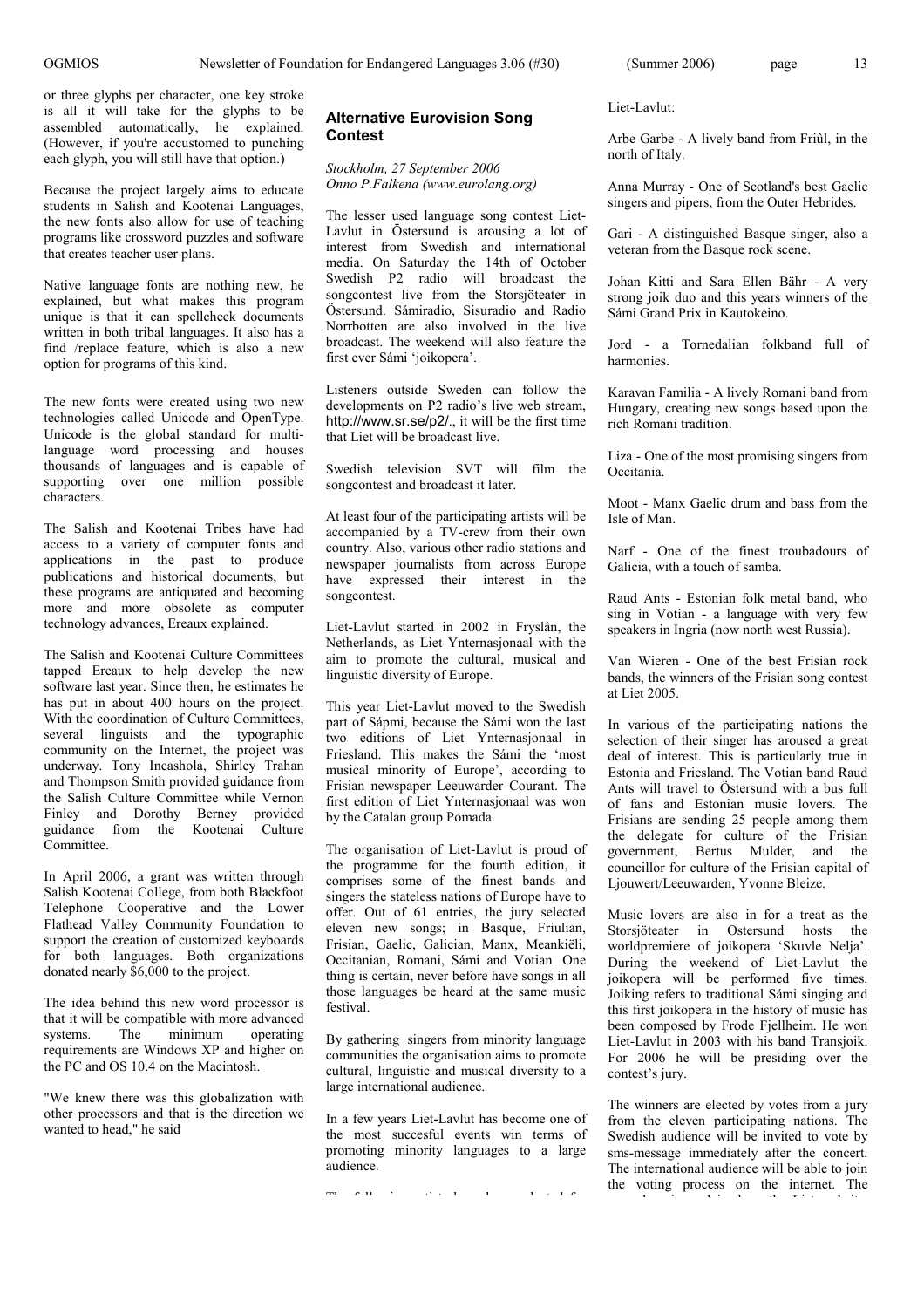or three glyphs per character, one key stroke is all it will take for the glyphs to be assembled automatically, he explained. (However, if you're accustomed to punching each glyph, you will still have that option.)

Because the project largely aims to educate students in Salish and Kootenai Languages, the new fonts also allow for use of teaching programs like crossword puzzles and software that creates teacher user plans.

Native language fonts are nothing new, he explained, but what makes this program unique is that it can spellcheck documents written in both tribal languages. It also has a find /replace feature, which is also a new option for programs of this kind.

The new fonts were created using two new technologies called Unicode and OpenType. Unicode is the global standard for multi-language word processing and houses thousands of languages and is capable of supporting over one million possible characters.

The Salish and Kootenai Tribes have had access to a variety of computer fonts and applications in the past to produce publications and historical documents, but these programs are antiquated and becoming more and more obsolete as computer technology advances, Ereaux explained.

The Salish and Kootenai Culture Committees tapped Ereaux to help develop the new software last year. Since then, he estimates he has put in about 400 hours on the project. With the coordination of Culture Committees, several linguists and the typographic community on the Internet, the project was underway. Tony Incashola, Shirley Trahan and Thompson Smith provided guidance from the Salish Culture Committee while Vernon Finley and Dorothy Berney provided guidance from the Kootenai Culture Committee.

In April 2006, a grant was written through Salish Kootenai College, from both Blackfoot Telephone Cooperative and the Lower Flathead Valley Community Foundation to support the creation of customized keyboards for both languages. Both organizations donated nearly $6,000 to the project.

The idea behind this new word processor is that it will be compatible with more advanced systems. The minimum operating requirements are Windows XP and higher on the PC and OS 10.4 on the Macintosh.

"We knew there was this globalization with other processors and that is the direction we wanted to head," he said

## Alternative Eurovision Song Contest

*Stockholm, 27 September 2006*
*Onno P.Falkena (www.eurolang.org)*

The lesser used language song contest Liet-Lavlut in Östersund is arousing a lot of interest from Swedish and international media. On Saturday the 14th of October Swedish P2 radio will broadcast the songcontest live from the Storsjöteater in Östersund. Sámiradio, Sisuradio and Radio Norrbotten are also involved in the live broadcast. The weekend will also feature the first ever Sámi 'joikopera'.

Listeners outside Sweden can follow the developments on P2 radio's live web stream, http://www.sr.se/p2/., it will be the first time that Liet will be broadcast live.

Swedish television SVT will film the songcontest and broadcast it later.

At least four of the participating artists will be accompanied by a TV-crew from their own country. Also, various other radio stations and newspaper journalists from across Europe have expressed their interest in the songcontest.

Liet-Lavlut started in 2002 in Fryslân, the Netherlands, as Liet Ynternasjonaal with the aim to promote the cultural, musical and linguistic diversity of Europe.

This year Liet-Lavlut moved to the Swedish part of Sápmi, because the Sámi won the last two editions of Liet Ynternasjonaal in Friesland. This makes the Sámi the 'most musical minority of Europe', according to Frisian newspaper Leeuwarder Courant. The first edition of Liet Ynternasjonaal was won by the Catalan group Pomada.

The organisation of Liet-Lavlut is proud of the programme for the fourth edition, it comprises some of the finest bands and singers the stateless nations of Europe have to offer. Out of 61 entries, the jury selected eleven new songs; in Basque, Friulian, Frisian, Gaelic, Galician, Manx, Meankiëli, Occitanian, Romani, Sámi and Votian. One thing is certain, never before have songs in all those languages be heard at the same music festival.

By gathering singers from minority language communities the organisation aims to promote cultural, linguistic and musical diversity to a large international audience.

In a few years Liet-Lavlut has become one of the most succesful events win terms of promoting minority languages to a large audience.

The following artists have been selected for Liet-Lavlut:

Arbe Garbe - A lively band from Friûl, in the north of Italy.

Anna Murray - One of Scotland's best Gaelic singers and pipers, from the Outer Hebrides.

Gari - A distinguished Basque singer, also a veteran from the Basque rock scene.

Johan Kitti and Sara Ellen Bähr - A very strong joik duo and this years winners of the Sámi Grand Prix in Kautokeino.

Jord - a Tornedalian folkband full of harmonies.

Karavan Familia - A lively Romani band from Hungary, creating new songs based upon the rich Romani tradition.

Liza - One of the most promising singers from Occitania.

Moot - Manx Gaelic drum and bass from the Isle of Man.

Narf - One of the finest troubadours of Galicia, with a touch of samba.

Raud Ants - Estonian folk metal band, who sing in Votian - a language with very few speakers in Ingria (now north west Russia).

Van Wieren - One of the best Frisian rock bands, the winners of the Frisian song contest at Liet 2005.

In various of the participating nations the selection of their singer has aroused a great deal of interest. This is particularly true in Estonia and Friesland. The Votian band Raud Ants will travel to Östersund with a bus full of fans and Estonian music lovers. The Frisians are sending 25 people among them the delegate for culture of the Frisian government, Bertus Mulder, and the councillor for culture of the Frisian capital of Ljouwert/Leeuwarden, Yvonne Bleize.

Music lovers are also in for a treat as the Storsjöteater in Ostersund hosts the worldpremiere of joikopera 'Skuvle Nelja'. During the weekend of Liet-Lavlut the joikopera will be performed five times. Joiking refers to traditional Sámi singing and this first joikopera in the history of music has been composed by Frode Fjellheim. He won Liet-Lavlut in 2003 with his band Transjoik. For 2006 he will be presiding over the contest's jury.

The winners are elected by votes from a jury from the eleven participating nations. The Swedish audience will be invited to vote by sms-message immediately after the concert. The international audience will be able to join the voting process on the internet. The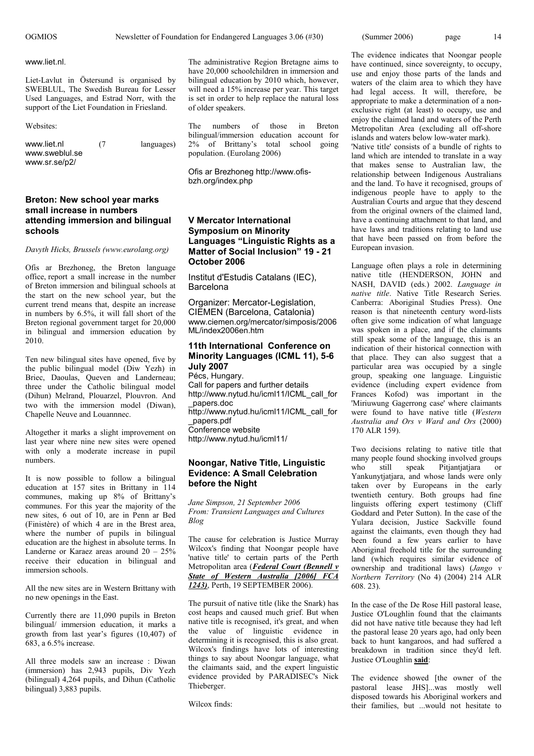www.liet.nl.

Liet-Lavlut in Östersund is organised by SWEBLUL, The Swedish Bureau for Lesser Used Languages, and Estrad Norr, with the support of the Liet Foundation in Friesland.

Websites:

www.liet.nl (7 languages)
www.sweblul.se
www.sr.se/p2/

### Breton: New school year marks small increase in numbers attending immersion and bilingual schools

*Davyth Hicks, Brussels (www.eurolang.org)*

Ofis ar Brezhoneg, the Breton language office, report a small increase in the number of Breton immersion and bilingual schools at the start on the new school year, but the current trend means that, despite an increase in numbers by 6.5%, it will fall short of the Breton regional government target for 20,000 in bilingual and immersion education by 2010.

Ten new bilingual sites have opened, five by the public bilingual model (Diw Yezh) in Briec, Daoulas, Queven and Landerneau; three under the Catholic bilingual model (Dihun) Melrand, Plouarzel, Plouvron. And two with the immersion model (Diwan), Chapelle Neuve and Louannnec.

Altogether it marks a slight improvement on last year where nine new sites were opened with only a moderate increase in pupil numbers.

It is now possible to follow a bilingual education at 157 sites in Brittany in 114 communes, making up 8% of Brittany's communes. For this year the majority of the new sites, 6 out of 10, are in Penn ar Bed (Finistère) of which 4 are in the Brest area, where the number of pupils in bilingual education are the highest in absolute terms. In Landerne or Karaez areas around 20 – 25% receive their education in bilingual and immersion schools.

All the new sites are in Western Brittany with no new openings in the East.

Currently there are 11,090 pupils in Breton bilingual/ immersion education, it marks a growth from last year's figures (10,407) of 683, a 6.5% increase.

All three models saw an increase : Diwan (immersion) has 2,943 pupils, Div Yezh (bilingual) 4,264 pupils, and Dihun (Catholic bilingual) 3,883 pupils.

The administrative Region Bretagne aims to have 20,000 schoolchildren in immersion and bilingual education by 2010 which, however, will need a 15% increase per year. This target is set in order to help replace the natural loss of older speakers.

The numbers of those in Breton bilingual/immersion education account for 2% of Brittany's total school going population. (Eurolang 2006)

Ofis ar Brezhoneg http://www.ofis-bzh.org/index.php

### V Mercator International Symposium on Minority Languages "Linguistic Rights as a Matter of Social Inclusion" 19 - 21 October 2006

Institut d'Estudis Catalans (IEC), Barcelona

Organizer: Mercator-Legislation, CIEMEN (Barcelona, Catalonia) www.ciemen.org/mercator/simposis/2006ML/index2006en.htm

### 11th International Conference on Minority Languages (ICML 11), 5-6 July 2007

Pécs, Hungary.
Call for papers and further details
http://www.nytud.hu/icml11/ICML_call_for_papers.doc
http://www.nytud.hu/icml11/ICML_call_for_papers.pdf
Conference website
http://www.nytud.hu/icml11/

### Noongar, Native Title, Linguistic Evidence: A Small Celebration before the Night

*Jane Simpson, 21 September 2006*
*From: Transient Languages and Cultures Blog*

The cause for celebration is Justice Murray Wilcox's finding that Noongar people have 'native title' to certain parts of the Perth Metropolitan area (***Federal Court (Bennell v State of Western Australia [2006] FCA 1243)***, Perth, 19 SEPTEMBER 2006).

The pursuit of native title (like the Snark) has cost heaps and caused much grief. But when native title is recognised, it's great, and when the value of linguistic evidence in determining it is recognised, this is also great. Wilcox's findings have lots of interesting things to say about Noongar language, what the claimants said, and the expert linguistic evidence provided by PARADISEC's Nick Thieberger.

Wilcox finds:

The evidence indicates that Noongar people have continued, since sovereignty, to occupy, use and enjoy those parts of the lands and waters of the claim area to which they have had legal access. It will, therefore, be appropriate to make a determination of a non-exclusive right (at least) to occupy, use and enjoy the claimed land and waters of the Perth Metropolitan Area (excluding all off-shore islands and waters below low-water mark).
'Native title' consists of a bundle of rights to land which are intended to translate in a way that makes sense to Australian law, the relationship between Indigenous Australians and the land. To have it recognised, groups of indigenous people have to apply to the Australian Courts and argue that they descend from the original owners of the claimed land, have a continuing attachment to that land, and have laws and traditions relating to land use that have been passed on from before the European invasion.

Language often plays a role in determining native title (HENDERSON, JOHN and NASH, DAVID (eds.) 2002. *Language in native title*. Native Title Research Series. Canberra: Aboriginal Studies Press). One reason is that nineteenth century word-lists often give some indication of what language was spoken in a place, and if the claimants still speak some of the language, this is an indication of their historical connection with that place. They can also suggest that a particular area was occupied by a single group, speaking one language. Linguistic evidence (including expert evidence from Frances Kofod) was important in the 'Miriuwung Gagerrong case' where claimants were found to have native title (*Western Australia and Ors v Ward and Ors* (2000) 170 ALR 159).

Two decisions relating to native title that many people found shocking involved groups who still speak Pitjantjatjara or Yankunytjatjara, and whose lands were only taken over by Europeans in the early twentieth century. Both groups had fine linguists offering expert testimony (Cliff Goddard and Peter Sutton). In the case of the Yulara decision, Justice Sackville found against the claimants, even though they had been found a few years earlier to have Aboriginal freehold title for the surrounding land (which requires similar evidence of ownership and traditional laws) (*Jango v Northern Territory* (No 4) (2004) 214 ALR 608. 23).

In the case of the De Rose Hill pastoral lease, Justice O'Loughlin found that the claimants did not have native title because they had left the pastoral lease 20 years ago, had only been back to hunt kangaroos, and had suffered a breakdown in tradition since they'd left. Justice O'Loughlin **said**:

The evidence showed [the owner of the pastoral lease JHS]...was mostly well disposed towards his Aboriginal workers and their families, but ...would not hesitate to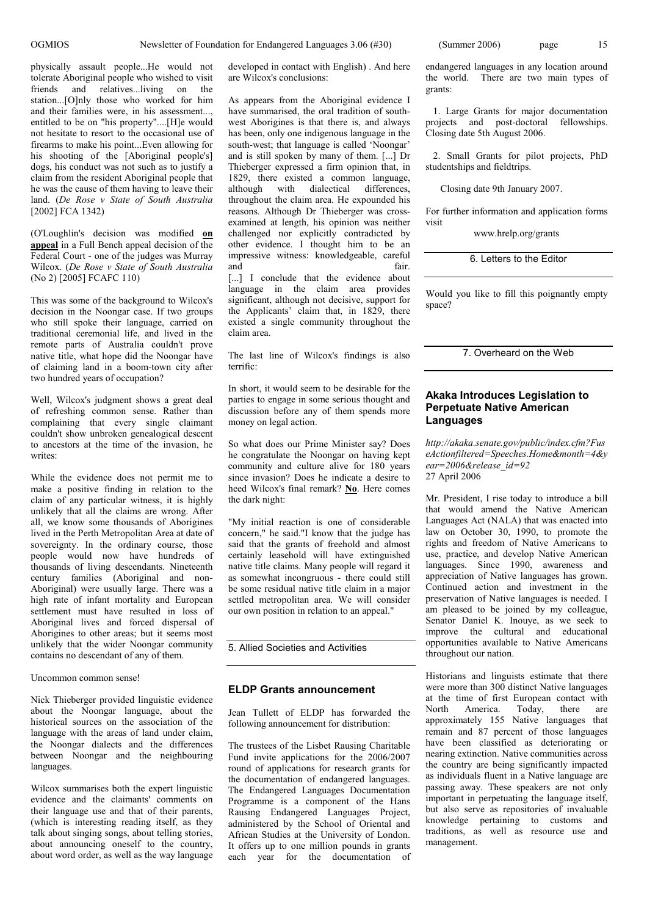physically assault people...He would not tolerate Aboriginal people who wished to visit friends and relatives...living on the station...[O]nly those who worked for him and their families were, in his assessment..., entitled to be on "his property"....[H]e would not hesitate to resort to the occasional use of firearms to make his point...Even allowing for his shooting of the [Aboriginal people's] dogs, his conduct was not such as to justify a claim from the resident Aboriginal people that he was the cause of them having to leave their land. (*De Rose v State of South Australia* [2002] FCA 1342)

(O'Loughlin's decision was modified **on appeal** in a Full Bench appeal decision of the Federal Court - one of the judges was Murray Wilcox. (*De Rose v State of South Australia* (No 2) [2005] FCAFC 110)

This was some of the background to Wilcox's decision in the Noongar case. If two groups who still spoke their language, carried on traditional ceremonial life, and lived in the remote parts of Australia couldn't prove native title, what hope did the Noongar have of claiming land in a boom-town city after two hundred years of occupation?

Well, Wilcox's judgment shows a great deal of refreshing common sense. Rather than complaining that every single claimant couldn't show unbroken genealogical descent to ancestors at the time of the invasion, he writes:

While the evidence does not permit me to make a positive finding in relation to the claim of any particular witness, it is highly unlikely that all the claims are wrong. After all, we know some thousands of Aborigines lived in the Perth Metropolitan Area at date of sovereignty. In the ordinary course, those people would now have hundreds of thousands of living descendants. Nineteenth century families (Aboriginal and non-Aboriginal) were usually large. There was a high rate of infant mortality and European settlement must have resulted in loss of Aboriginal lives and forced dispersal of Aborigines to other areas; but it seems most unlikely that the wider Noongar community contains no descendant of any of them.

Uncommon common sense!

Nick Thieberger provided linguistic evidence about the Noongar language, about the historical sources on the association of the language with the areas of land under claim, the Noongar dialects and the differences between Noongar and the neighbouring languages.

Wilcox summarises both the expert linguistic evidence and the claimants' comments on their language use and that of their parents, (which is interesting reading itself, as they talk about singing songs, about telling stories, about announcing oneself to the country, about word order, as well as the way language developed in contact with English) . And here are Wilcox's conclusions:

As appears from the Aboriginal evidence I have summarised, the oral tradition of south-west Aborigines is that there is, and always has been, only one indigenous language in the south-west; that language is called 'Noongar' and is still spoken by many of them. [...] Dr Thieberger expressed a firm opinion that, in 1829, there existed a common language, although with dialectical differences, throughout the claim area. He expounded his reasons. Although Dr Thieberger was cross-examined at length, his opinion was neither challenged nor explicitly contradicted by other evidence. I thought him to be an impressive witness: knowledgeable, careful and fair.
[...] I conclude that the evidence about language in the claim area provides significant, although not decisive, support for the Applicants' claim that, in 1829, there existed a single community throughout the claim area.

The last line of Wilcox's findings is also terrific:

In short, it would seem to be desirable for the parties to engage in some serious thought and discussion before any of them spends more money on legal action.

So what does our Prime Minister say? Does he congratulate the Noongar on having kept community and culture alive for 180 years since invasion? Does he indicate a desire to heed Wilcox's final remark? **No**. Here comes the dark night:

"My initial reaction is one of considerable concern," he said."I know that the judge has said that the grants of freehold and almost certainly leasehold will have extinguished native title claims. Many people will regard it as somewhat incongruous - there could still be some residual native title claim in a major settled metropolitan area. We will consider our own position in relation to an appeal."

## 5. Allied Societies and Activities

### ELDP Grants announcement

Jean Tullett of ELDP has forwarded the following announcement for distribution:

The trustees of the Lisbet Rausing Charitable Fund invite applications for the 2006/2007 round of applications for research grants for the documentation of endangered languages. The Endangered Languages Documentation Programme is a component of the Hans Rausing Endangered Languages Project, administered by the School of Oriental and African Studies at the University of London. It offers up to one million pounds in grants each year for the documentation of endangered languages in any location around the world. There are two main types of grants:

1. Large Grants for major documentation projects and post-doctoral fellowships. Closing date 5th August 2006.

2. Small Grants for pilot projects, PhD studentships and fieldtrips.

   Closing date 9th January 2007.

For further information and application forms visit

www.hrelp.org/grants

## 6. Letters to the Editor

Would you like to fill this poignantly empty space?

## 7. Overheard on the Web

### Akaka Introduces Legislation to Perpetuate Native American Languages

*http://akaka.senate.gov/public/index.cfm?FuseActionfiltered=Speeches.Home&month=4&year=2006&release_id=92*
27 April 2006

Mr. President, I rise today to introduce a bill that would amend the Native American Languages Act (NALA) that was enacted into law on October 30, 1990, to promote the rights and freedom of Native Americans to use, practice, and develop Native American languages. Since 1990, awareness and appreciation of Native languages has grown. Continued action and investment in the preservation of Native languages is needed. I am pleased to be joined by my colleague, Senator Daniel K. Inouye, as we seek to improve the cultural and educational opportunities available to Native Americans throughout our nation.

Historians and linguists estimate that there were more than 300 distinct Native languages at the time of first European contact with North America. Today, there are approximately 155 Native languages that remain and 87 percent of those languages have been classified as deteriorating or nearing extinction. Native communities across the country are being significantly impacted as individuals fluent in a Native language are passing away. These speakers are not only important in perpetuating the language itself, but also serve as repositories of invaluable knowledge pertaining to customs and traditions, as well as resource use and management.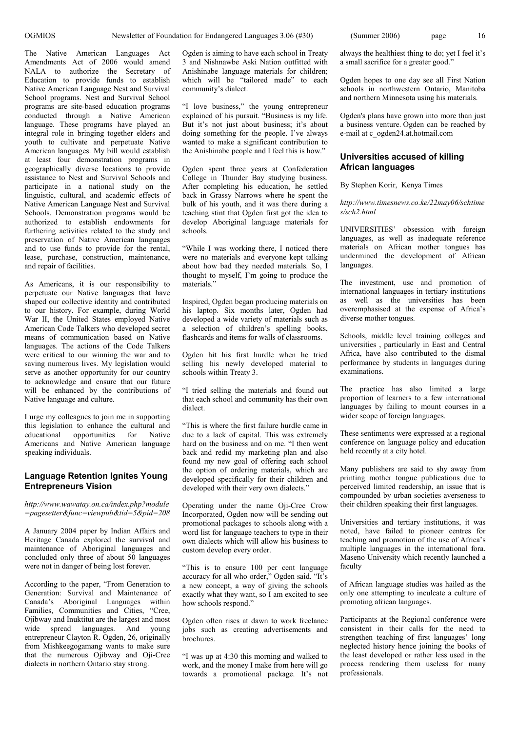The Native American Languages Act Amendments Act of 2006 would amend NALA to authorize the Secretary of Education to provide funds to establish Native American Language Nest and Survival School programs. Nest and Survival School programs are site-based education programs conducted through a Native American language. These programs have played an integral role in bringing together elders and youth to cultivate and perpetuate Native American languages. My bill would establish at least four demonstration programs in geographically diverse locations to provide assistance to Nest and Survival Schools and participate in a national study on the linguistic, cultural, and academic effects of Native American Language Nest and Survival Schools. Demonstration programs would be authorized to establish endowments for furthering activities related to the study and preservation of Native American languages and to use funds to provide for the rental, lease, purchase, construction, maintenance, and repair of facilities.

As Americans, it is our responsibility to perpetuate our Native languages that have shaped our collective identity and contributed to our history. For example, during World War II, the United States employed Native American Code Talkers who developed secret means of communication based on Native languages. The actions of the Code Talkers were critical to our winning the war and to saving numerous lives. My legislation would serve as another opportunity for our country to acknowledge and ensure that our future will be enhanced by the contributions of Native language and culture.

I urge my colleagues to join me in supporting this legislation to enhance the cultural and educational opportunities for Native Americans and Native American language speaking individuals.

### Language Retention Ignites Young Entrepreneurs Vision

*http://www.wawatay.on.ca/index.php?module=pagesetter&func=viewpub&tid=5&pid=208*

A January 2004 paper by Indian Affairs and Heritage Canada explored the survival and maintenance of Aboriginal languages and concluded only three of about 50 languages were not in danger of being lost forever.

According to the paper, "From Generation to Generation: Survival and Maintenance of Canada's Aboriginal Languages within Families, Communities and Cities, "Cree, Ojibway and Inuktitut are the largest and most wide spread languages. And young entrepreneur Clayton R. Ogden, 26, originally from Mishkeegogamang wants to make sure that the numerous Ojibway and Oji-Cree dialects in northern Ontario stay strong.

Ogden is aiming to have each school in Treaty 3 and Nishnawbe Aski Nation outfitted with Anishinabe language materials for children; which will be "tailored made" to each community's dialect.

"I love business," the young entrepreneur explained of his pursuit. "Business is my life. But it's not just about business; it's about doing something for the people. I've always wanted to make a significant contribution to the Anishinabe people and I feel this is how."

Ogden spent three years at Confederation College in Thunder Bay studying business. After completing his education, he settled back in Grassy Narrows where he spent the bulk of his youth, and it was there during a teaching stint that Ogden first got the idea to develop Aboriginal language materials for schools.

"While I was working there, I noticed there were no materials and everyone kept talking about how bad they needed materials. So, I thought to myself, I'm going to produce the materials."

Inspired, Ogden began producing materials on his laptop. Six months later, Ogden had developed a wide variety of materials such as a selection of children's spelling books, flashcards and items for walls of classrooms.

Ogden hit his first hurdle when he tried selling his newly developed material to schools within Treaty 3.

"I tried selling the materials and found out that each school and community has their own dialect.

"This is where the first failure hurdle came in due to a lack of capital. This was extremely hard on the business and on me. "I then went back and redid my marketing plan and also found my new goal of offering each school the option of ordering materials, which are developed specifically for their children and developed with their very own dialects."

Operating under the name Oji-Cree Crow Incorporated, Ogden now will be sending out promotional packages to schools along with a word list for language teachers to type in their own dialects which will allow his business to custom develop every order.

"This is to ensure 100 per cent language accuracy for all who order," Ogden said. "It's a new concept, a way of giving the schools exactly what they want, so I am excited to see how schools respond."

Ogden often rises at dawn to work freelance jobs such as creating advertisements and brochures.

"I was up at 4:30 this morning and walked to work, and the money I make from here will go towards a promotional package. It's not always the healthiest thing to do; yet I feel it's a small sacrifice for a greater good."

Ogden hopes to one day see all First Nation schools in northwestern Ontario, Manitoba and northern Minnesota using his materials.

Ogden's plans have grown into more than just a business venture. Ogden can be reached by e-mail at c_ogden24.at.hotmail.com

### Universities accused of killing African languages

By Stephen Korir, Kenya Times

*http://www.timesnews.co.ke/22may06/schtimes/sch2.html*

UNIVERSITIES' obsession with foreign languages, as well as inadequate reference materials on African mother tongues has undermined the development of African languages.

The investment, use and promotion of international languages in tertiary institutions as well as the universities has been overemphasised at the expense of Africa's diverse mother tongues.

Schools, middle level training colleges and universities , particularly in East and Central Africa, have also contributed to the dismal performance by students in languages during examinations.

The practice has also limited a large proportion of learners to a few international languages by failing to mount courses in a wider scope of foreign languages.

These sentiments were expressed at a regional conference on language policy and education held recently at a city hotel.

Many publishers are said to shy away from printing mother tongue publications due to perceived limited readership, an issue that is compounded by urban societies averseness to their children speaking their first languages.

Universities and tertiary institutions, it was noted, have failed to pioneer centres for teaching and promotion of the use of Africa's multiple languages in the international fora. Maseno University which recently launched a faculty of African language studies was hailed as the only one attempting to inculcate a culture of promoting african languages.

Participants at the Regional conference were consistent in their calls for the need to strengthen teaching of first languages' long neglected history hence joining the books of the least developed or rather less used in the process rendering them useless for many professionals.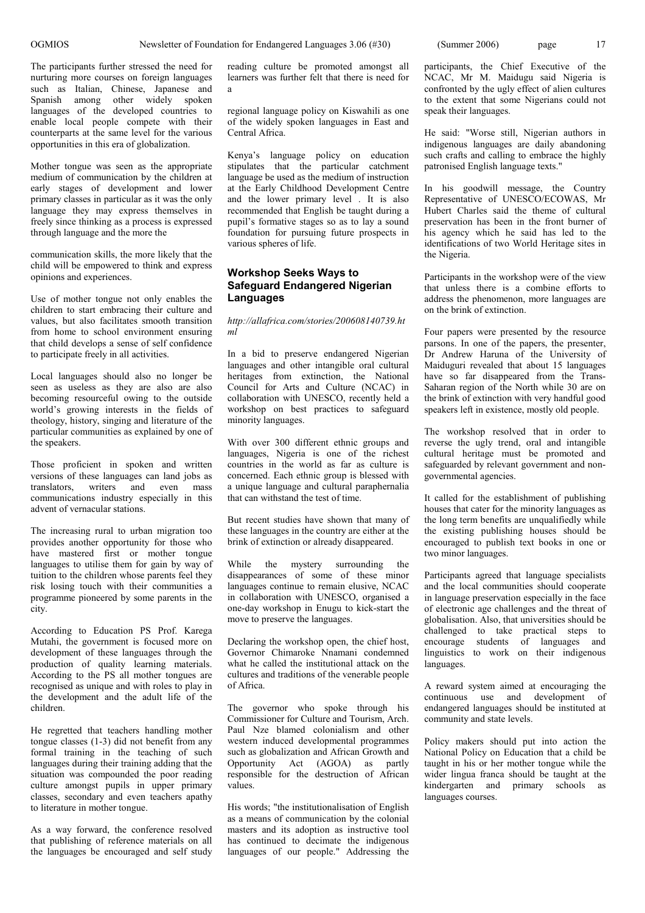The participants further stressed the need for nurturing more courses on foreign languages such as Italian, Chinese, Japanese and Spanish among other widely spoken languages of the developed countries to enable local people compete with their counterparts at the same level for the various opportunities in this era of globalization.

Mother tongue was seen as the appropriate medium of communication by the children at early stages of development and lower primary classes in particular as it was the only language they may express themselves in freely since thinking as a process is expressed through language and the more the

communication skills, the more likely that the child will be empowered to think and express opinions and experiences.

Use of mother tongue not only enables the children to start embracing their culture and values, but also facilitates smooth transition from home to school environment ensuring that child develops a sense of self confidence to participate freely in all activities.

Local languages should also no longer be seen as useless as they are also are also becoming resourceful owing to the outside world's growing interests in the fields of theology, history, singing and literature of the particular communities as explained by one of the speakers.

Those proficient in spoken and written versions of these languages can land jobs as translators, writers and even mass communications industry especially in this advent of vernacular stations.

The increasing rural to urban migration too provides another opportunity for those who have mastered first or mother tongue languages to utilise them for gain by way of tuition to the children whose parents feel they risk losing touch with their communities a programme pioneered by some parents in the city.

According to Education PS Prof. Karega Mutahi, the government is focused more on development of these languages through the production of quality learning materials. According to the PS all mother tongues are recognised as unique and with roles to play in the development and the adult life of the children.

He regretted that teachers handling mother tongue classes (1-3) did not benefit from any formal training in the teaching of such languages during their training adding that the situation was compounded the poor reading culture amongst pupils in upper primary classes, secondary and even teachers apathy to literature in mother tongue.

As a way forward, the conference resolved that publishing of reference materials on all the languages be encouraged and self study reading culture be promoted amongst all learners was further felt that there is need for a

regional language policy on Kiswahili as one of the widely spoken languages in East and Central Africa.

Kenya's language policy on education stipulates that the particular catchment language be used as the medium of instruction at the Early Childhood Development Centre and the lower primary level . It is also recommended that English be taught during a pupil's formative stages so as to lay a sound foundation for pursuing future prospects in various spheres of life.

## Workshop Seeks Ways to Safeguard Endangered Nigerian Languages

*http://allafrica.com/stories/200608140739.html*

In a bid to preserve endangered Nigerian languages and other intangible oral cultural heritages from extinction, the National Council for Arts and Culture (NCAC) in collaboration with UNESCO, recently held a workshop on best practices to safeguard minority languages.

With over 300 different ethnic groups and languages, Nigeria is one of the richest countries in the world as far as culture is concerned. Each ethnic group is blessed with a unique language and cultural paraphernalia that can withstand the test of time.

But recent studies have shown that many of these languages in the country are either at the brink of extinction or already disappeared.

While the mystery surrounding the disappearances of some of these minor languages continue to remain elusive, NCAC in collaboration with UNESCO, organised a one-day workshop in Enugu to kick-start the move to preserve the languages.

Declaring the workshop open, the chief host, Governor Chimaroke Nnamani condemned what he called the institutional attack on the cultures and traditions of the venerable people of Africa.

The governor who spoke through his Commissioner for Culture and Tourism, Arch. Paul Nze blamed colonialism and other western induced developmental programmes such as globalization and African Growth and Opportunity Act (AGOA) as partly responsible for the destruction of African values.

His words; "the institutionalisation of English as a means of communication by the colonial masters and its adoption as instructive tool has continued to decimate the indigenous languages of our people." Addressing the participants, the Chief Executive of the NCAC, Mr M. Maidugu said Nigeria is confronted by the ugly effect of alien cultures to the extent that some Nigerians could not speak their languages.

He said: "Worse still, Nigerian authors in indigenous languages are daily abandoning such crafts and calling to embrace the highly patronised English language texts."

In his goodwill message, the Country Representative of UNESCO/ECOWAS, Mr Hubert Charles said the theme of cultural preservation has been in the front burner of his agency which he said has led to the identifications of two World Heritage sites in the Nigeria.

Participants in the workshop were of the view that unless there is a combine efforts to address the phenomenon, more languages are on the brink of extinction.

Four papers were presented by the resource parsons. In one of the papers, the presenter, Dr Andrew Haruna of the University of Maiduguri revealed that about 15 languages have so far disappeared from the Trans-Saharan region of the North while 30 are on the brink of extinction with very handful good speakers left in existence, mostly old people.

The workshop resolved that in order to reverse the ugly trend, oral and intangible cultural heritage must be promoted and safeguarded by relevant government and non-governmental agencies.

It called for the establishment of publishing houses that cater for the minority languages as the long term benefits are unqualifiedly while the existing publishing houses should be encouraged to publish text books in one or two minor languages.

Participants agreed that language specialists and the local communities should cooperate in language preservation especially in the face of electronic age challenges and the threat of globalisation. Also, that universities should be challenged to take practical steps to encourage students of languages and linguistics to work on their indigenous languages.

A reward system aimed at encouraging the continuous use and development of endangered languages should be instituted at community and state levels.

Policy makers should put into action the National Policy on Education that a child be taught in his or her mother tongue while the wider lingua franca should be taught at the kindergarten and primary schools as languages courses.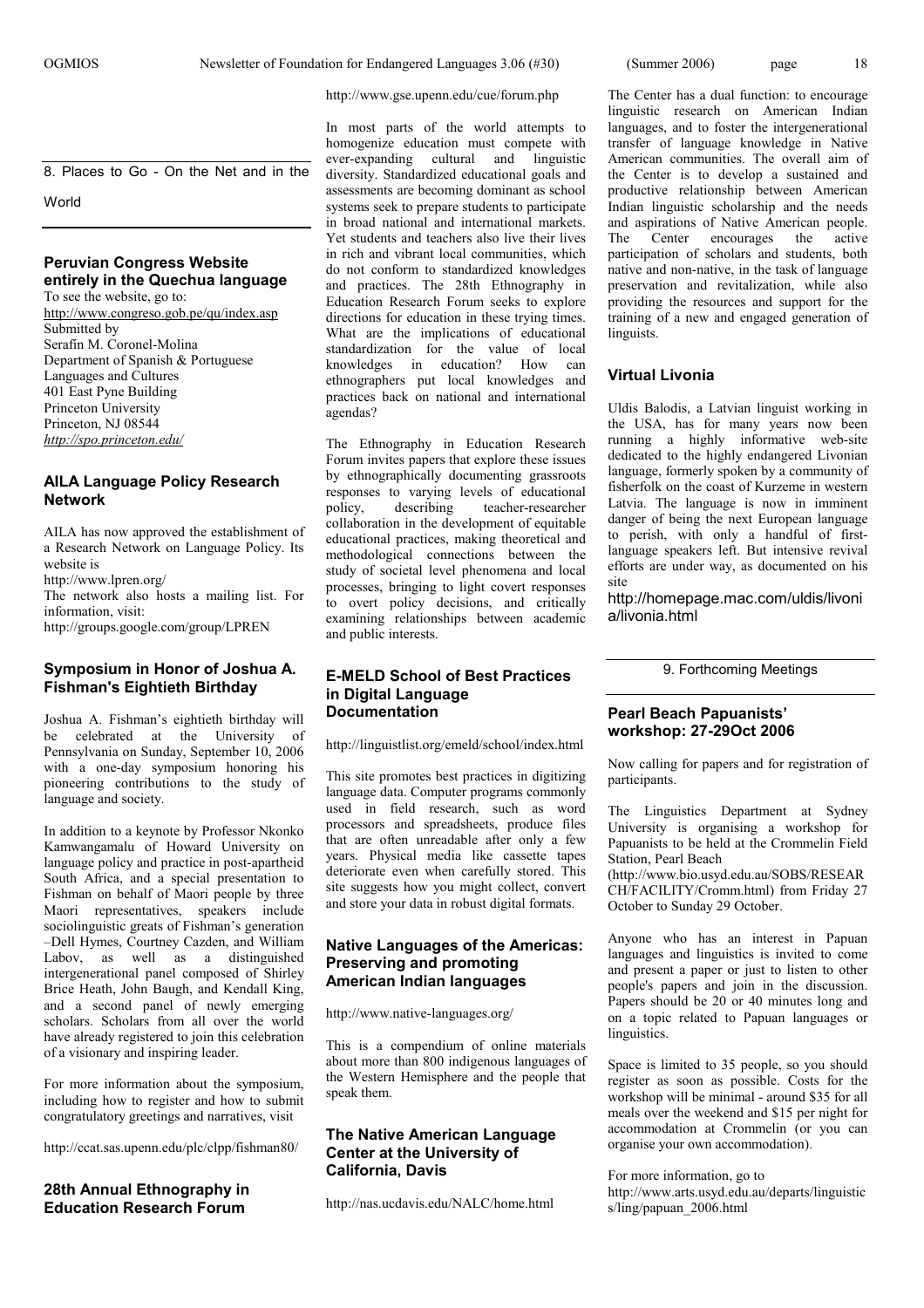## 8. Places to Go - On the Net and in the World

### Peruvian Congress Website entirely in the Quechua language

To see the website, go to:
http://www.congreso.gob.pe/qu/index.asp
Submitted by
Serafín M. Coronel-Molina
Department of Spanish & Portuguese
Languages and Cultures
401 East Pyne Building
Princeton University
Princeton, NJ 08544
*http://spo.princeton.edu/*

### AILA Language Policy Research Network

AILA has now approved the establishment of a Research Network on Language Policy. Its website is
http://www.lpren.org/
The network also hosts a mailing list. For information, visit:
http://groups.google.com/group/LPREN

### Symposium in Honor of Joshua A. Fishman's Eightieth Birthday

Joshua A. Fishman's eightieth birthday will be celebrated at the University of Pennsylvania on Sunday, September 10, 2006 with a one-day symposium honoring his pioneering contributions to the study of language and society.

In addition to a keynote by Professor Nkonko Kamwangamalu of Howard University on language policy and practice in post-apartheid South Africa, and a special presentation to Fishman on behalf of Maori people by three Maori representatives, speakers include sociolinguistic greats of Fishman's generation –Dell Hymes, Courtney Cazden, and William Labov, as well as a distinguished intergenerational panel composed of Shirley Brice Heath, John Baugh, and Kendall King, and a second panel of newly emerging scholars. Scholars from all over the world have already registered to join this celebration of a visionary and inspiring leader.

For more information about the symposium, including how to register and how to submit congratulatory greetings and narratives, visit

http://ccat.sas.upenn.edu/plc/clpp/fishman80/

### 28th Annual Ethnography in Education Research Forum

http://www.gse.upenn.edu/cue/forum.php

In most parts of the world attempts to homogenize education must compete with ever-expanding cultural and linguistic diversity. Standardized educational goals and assessments are becoming dominant as school systems seek to prepare students to participate in broad national and international markets. Yet students and teachers also live their lives in rich and vibrant local communities, which do not conform to standardized knowledges and practices. The 28th Ethnography in Education Research Forum seeks to explore directions for education in these trying times. What are the implications of educational standardization for the value of local knowledges in education? How can ethnographers put local knowledges and practices back on national and international agendas?

The Ethnography in Education Research Forum invites papers that explore these issues by ethnographically documenting grassroots responses to varying levels of educational policy, describing teacher-researcher collaboration in the development of equitable educational practices, making theoretical and methodological connections between the study of societal level phenomena and local processes, bringing to light covert responses to overt policy decisions, and critically examining relationships between academic and public interests.

### E-MELD School of Best Practices in Digital Language Documentation

http://linguistlist.org/emeld/school/index.html

This site promotes best practices in digitizing language data. Computer programs commonly used in field research, such as word processors and spreadsheets, produce files that are often unreadable after only a few years. Physical media like cassette tapes deteriorate even when carefully stored. This site suggests how you might collect, convert and store your data in robust digital formats.

### Native Languages of the Americas: Preserving and promoting American Indian languages

http://www.native-languages.org/

This is a compendium of online materials about more than 800 indigenous languages of the Western Hemisphere and the people that speak them.

### The Native American Language Center at the University of California, Davis

http://nas.ucdavis.edu/NALC/home.html

The Center has a dual function: to encourage linguistic research on American Indian languages, and to foster the intergenerational transfer of language knowledge in Native American communities. The overall aim of the Center is to develop a sustained and productive relationship between American Indian linguistic scholarship and the needs and aspirations of Native American people. The Center encourages the active participation of scholars and students, both native and non-native, in the task of language preservation and revitalization, while also providing the resources and support for the training of a new and engaged generation of linguists.

### Virtual Livonia

Uldis Balodis, a Latvian linguist working in the USA, has for many years now been running a highly informative web-site dedicated to the highly endangered Livonian language, formerly spoken by a community of fisherfolk on the coast of Kurzeme in western Latvia. The language is now in imminent danger of being the next European language to perish, with only a handful of first-language speakers left. But intensive revival efforts are under way, as documented on his site
http://homepage.mac.com/uldis/livonia/livonia.html

## 9. Forthcoming Meetings

### Pearl Beach Papuanists' workshop: 27-29Oct 2006

Now calling for papers and for registration of participants.

The Linguistics Department at Sydney University is organising a workshop for Papuanists to be held at the Crommelin Field Station, Pearl Beach
(http://www.bio.usyd.edu.au/SOBS/RESEARCH/FACILITY/Cromm.html) from Friday 27 October to Sunday 29 October.

Anyone who has an interest in Papuan languages and linguistics is invited to come and present a paper or just to listen to other people's papers and join in the discussion. Papers should be 20 or 40 minutes long and on a topic related to Papuan languages or linguistics.

Space is limited to 35 people, so you should register as soon as possible. Costs for the workshop will be minimal - around $35 for all meals over the weekend and $15 per night for accommodation at Crommelin (or you can organise your own accommodation).

For more information, go to
http://www.arts.usyd.edu.au/departs/linguistics/ling/papuan_2006.html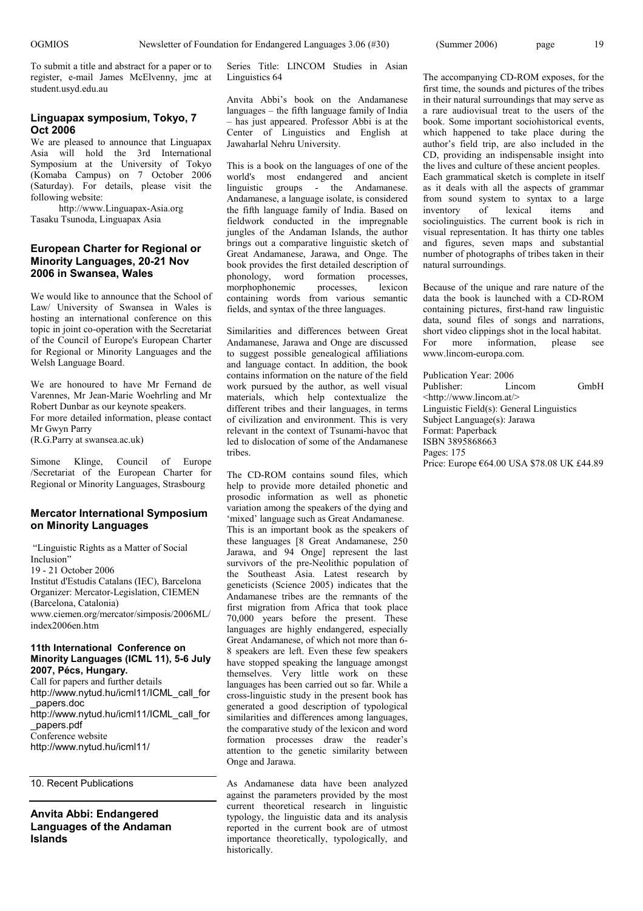To submit a title and abstract for a paper or to register, e-mail James McElvenny, jmc at student.usyd.edu.au

### Linguapax symposium, Tokyo, 7 Oct 2006

We are pleased to announce that Linguapax Asia will hold the 3rd International Symposium at the University of Tokyo (Komaba Campus) on 7 October 2006 (Saturday). For details, please visit the following website:

http://www.Linguapax-Asia.org

Tasaku Tsunoda, Linguapax Asia

### European Charter for Regional or Minority Languages, 20-21 Nov 2006 in Swansea, Wales

We would like to announce that the School of Law/ University of Swansea in Wales is hosting an international conference on this topic in joint co-operation with the Secretariat of the Council of Europe's European Charter for Regional or Minority Languages and the Welsh Language Board.

We are honoured to have Mr Fernand de Varennes, Mr Jean-Marie Woehrling and Mr Robert Dunbar as our keynote speakers.

For more detailed information, please contact Mr Gwyn Parry (R.G.Parry at swansea.ac.uk)

Simone Klinge, Council of Europe /Secretariat of the European Charter for Regional or Minority Languages, Strasbourg

### Mercator International Symposium on Minority Languages

"Linguistic Rights as a Matter of Social Inclusion"
19 - 21 October 2006
Institut d'Estudis Catalans (IEC), Barcelona
Organizer: Mercator-Legislation, CIEMEN (Barcelona, Catalonia)
www.ciemen.org/mercator/simposis/2006ML/index2006en.htm

### 11th International Conference on Minority Languages (ICML 11), 5-6 July 2007, Pécs, Hungary.

Call for papers and further details
http://www.nytud.hu/icml11/ICML_call_for_papers.doc
http://www.nytud.hu/icml11/ICML_call_for_papers.pdf
Conference website
http://www.nytud.hu/icml11/

## 10. Recent Publications

### Anvita Abbi: Endangered Languages of the Andaman Islands

Series Title: LINCOM Studies in Asian Linguistics 64

Anvita Abbi's book on the Andamanese languages – the fifth language family of India – has just appeared. Professor Abbi is at the Center of Linguistics and English at Jawaharlal Nehru University.

This is a book on the languages of one of the world's most endangered and ancient linguistic groups - the Andamanese. Andamanese, a language isolate, is considered the fifth language family of India. Based on fieldwork conducted in the impregnable jungles of the Andaman Islands, the author brings out a comparative linguistic sketch of Great Andamanese, Jarawa, and Onge. The book provides the first detailed description of phonology, word formation processes, morphophonemic processes, lexicon containing words from various semantic fields, and syntax of the three languages.

Similarities and differences between Great Andamanese, Jarawa and Onge are discussed to suggest possible genealogical affiliations and language contact. In addition, the book contains information on the nature of the field work pursued by the author, as well visual materials, which help contextualize the different tribes and their languages, in terms of civilization and environment. This is very relevant in the context of Tsunami-havoc that led to dislocation of some of the Andamanese tribes.

The CD-ROM contains sound files, which help to provide more detailed phonetic and prosodic information as well as phonetic variation among the speakers of the dying and 'mixed' language such as Great Andamanese. This is an important book as the speakers of these languages [8 Great Andamanese, 250 Jarawa, and 94 Onge] represent the last survivors of the pre-Neolithic population of the Southeast Asia. Latest research by geneticists (Science 2005) indicates that the Andamanese tribes are the remnants of the first migration from Africa that took place 70,000 years before the present. These languages are highly endangered, especially Great Andamanese, of which not more than 6-8 speakers are left. Even these few speakers have stopped speaking the language amongst themselves. Very little work on these languages has been carried out so far. While a cross-linguistic study in the present book has generated a good description of typological similarities and differences among languages, the comparative study of the lexicon and word formation processes draw the reader's attention to the genetic similarity between Onge and Jarawa.

As Andamanese data have been analyzed against the parameters provided by the most current theoretical research in linguistic typology, the linguistic data and its analysis reported in the current book are of utmost importance theoretically, typologically, and historically.

The accompanying CD-ROM exposes, for the first time, the sounds and pictures of the tribes in their natural surroundings that may serve as a rare audiovisual treat to the users of the book. Some important sociohistorical events, which happened to take place during the author's field trip, are also included in the CD, providing an indispensable insight into the lives and culture of these ancient peoples. Each grammatical sketch is complete in itself as it deals with all the aspects of grammar from sound system to syntax to a large inventory of lexical items and sociolinguistics. The current book is rich in visual representation. It has thirty one tables and figures, seven maps and substantial number of photographs of tribes taken in their natural surroundings.

Because of the unique and rare nature of the data the book is launched with a CD-ROM containing pictures, first-hand raw linguistic data, sound files of songs and narrations, short video clippings shot in the local habitat. For more information, please see www.lincom-europa.com.

Publication Year: 2006
Publisher: Lincom GmbH <http://www.lincom.at/>
Linguistic Field(s): General Linguistics
Subject Language(s): Jarawa
Format: Paperback
ISBN 3895868663
Pages: 175
Price: Europe €64.00 USA $78.08 UK £44.89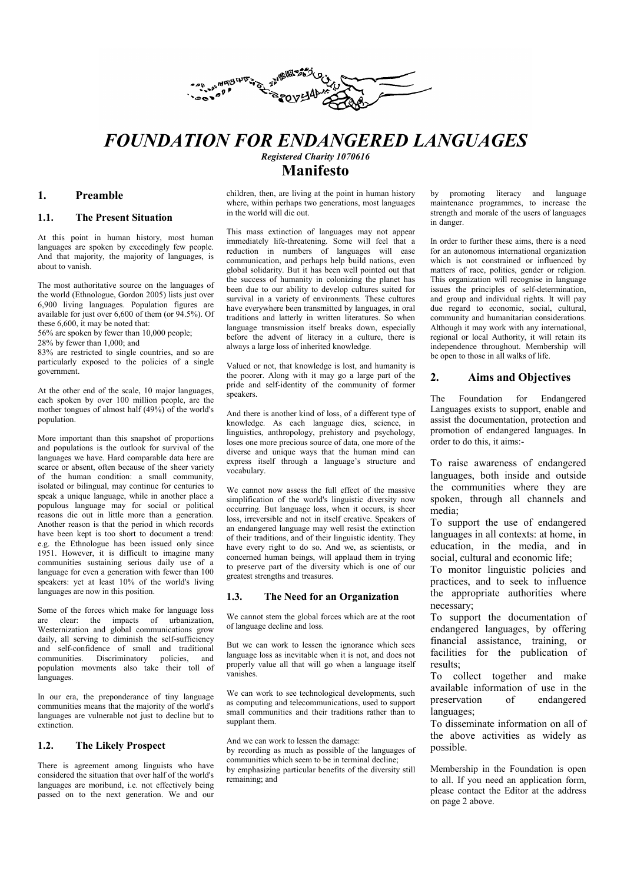# FOUNDATION FOR ENDANGERED LANGUAGES

***Registered Charity 1070616***

## Manifesto

## 1. Preamble

### 1.1. The Present Situation

At this point in human history, most human languages are spoken by exceedingly few people. And that majority, the majority of languages, is about to vanish.

The most authoritative source on the languages of the world (Ethnologue, Gordon 2005) lists just over 6,900 living languages. Population figures are available for just over 6,600 of them (or 94.5%). Of these 6,600, it may be noted that:

56% are spoken by fewer than 10,000 people;
28% by fewer than 1,000; and
83% are restricted to single countries, and so are particularly exposed to the policies of a single government.

At the other end of the scale, 10 major languages, each spoken by over 100 million people, are the mother tongues of almost half (49%) of the world's population.

More important than this snapshot of proportions and populations is the outlook for survival of the languages we have. Hard comparable data here are scarce or absent, often because of the sheer variety of the human condition: a small community, isolated or bilingual, may continue for centuries to speak a unique language, while in another place a populous language may for social or political reasons die out in little more than a generation. Another reason is that the period in which records have been kept is too short to document a trend: e.g. the Ethnologue has been issued only since 1951. However, it is difficult to imagine many communities sustaining serious daily use of a language for even a generation with fewer than 100 speakers: yet at least 10% of the world's living languages are now in this position.

Some of the forces which make for language loss are clear: the impacts of urbanization, Westernization and global communications grow daily, all serving to diminish the self-sufficiency and self-confidence of small and traditional communities. Discriminatory policies, and population movments also take their toll of languages.

In our era, the preponderance of tiny language communities means that the majority of the world's languages are vulnerable not just to decline but to extinction.

### 1.2. The Likely Prospect

There is agreement among linguists who have considered the situation that over half of the world's languages are moribund, i.e. not effectively being passed on to the next generation. We and our children, then, are living at the point in human history where, within perhaps two generations, most languages in the world will die out.

This mass extinction of languages may not appear immediately life-threatening. Some will feel that a reduction in numbers of languages will ease communication, and perhaps help build nations, even global solidarity. But it has been well pointed out that the success of humanity in colonizing the planet has been due to our ability to develop cultures suited for survival in a variety of environments. These cultures have everywhere been transmitted by languages, in oral traditions and latterly in written literatures. So when language transmission itself breaks down, especially before the advent of literacy in a culture, there is always a large loss of inherited knowledge.

Valued or not, that knowledge is lost, and humanity is the poorer. Along with it may go a large part of the pride and self-identity of the community of former speakers.

And there is another kind of loss, of a different type of knowledge. As each language dies, science, in linguistics, anthropology, prehistory and psychology, loses one more precious source of data, one more of the diverse and unique ways that the human mind can express itself through a language's structure and vocabulary.

We cannot now assess the full effect of the massive simplification of the world's linguistic diversity now occurring. But language loss, when it occurs, is sheer loss, irreversible and not in itself creative. Speakers of an endangered language may well resist the extinction of their traditions, and of their linguistic identity. They have every right to do so. And we, as scientists, or concerned human beings, will applaud them in trying to preserve part of the diversity which is one of our greatest strengths and treasures.

### 1.3. The Need for an Organization

We cannot stem the global forces which are at the root of language decline and loss.

But we can work to lessen the ignorance which sees language loss as inevitable when it is not, and does not properly value all that will go when a language itself vanishes.

We can work to see technological developments, such as computing and telecommunications, used to support small communities and their traditions rather than to supplant them.

And we can work to lessen the damage:
by recording as much as possible of the languages of communities which seem to be in terminal decline;
by emphasizing particular benefits of the diversity still remaining; and
by promoting literacy and language maintenance programmes, to increase the strength and morale of the users of languages in danger.

In order to further these aims, there is a need for an autonomous international organization which is not constrained or influenced by matters of race, politics, gender or religion. This organization will recognise in language issues the principles of self-determination, and group and individual rights. It will pay due regard to economic, social, cultural, community and humanitarian considerations. Although it may work with any international, regional or local Authority, it will retain its independence throughout. Membership will be open to those in all walks of life.

## 2. Aims and Objectives

The Foundation for Endangered Languages exists to support, enable and assist the documentation, protection and promotion of endangered languages. In order to do this, it aims:-

To raise awareness of endangered languages, both inside and outside the communities where they are spoken, through all channels and media;
To support the use of endangered languages in all contexts: at home, in education, in the media, and in social, cultural and economic life;
To monitor linguistic policies and practices, and to seek to influence the appropriate authorities where necessary;
To support the documentation of endangered languages, by offering financial assistance, training, or facilities for the publication of results;
To collect together and make available information of use in the preservation of endangered languages;
To disseminate information on all of the above activities as widely as possible.

Membership in the Foundation is open to all. If you need an application form, please contact the Editor at the address on page 2 above.